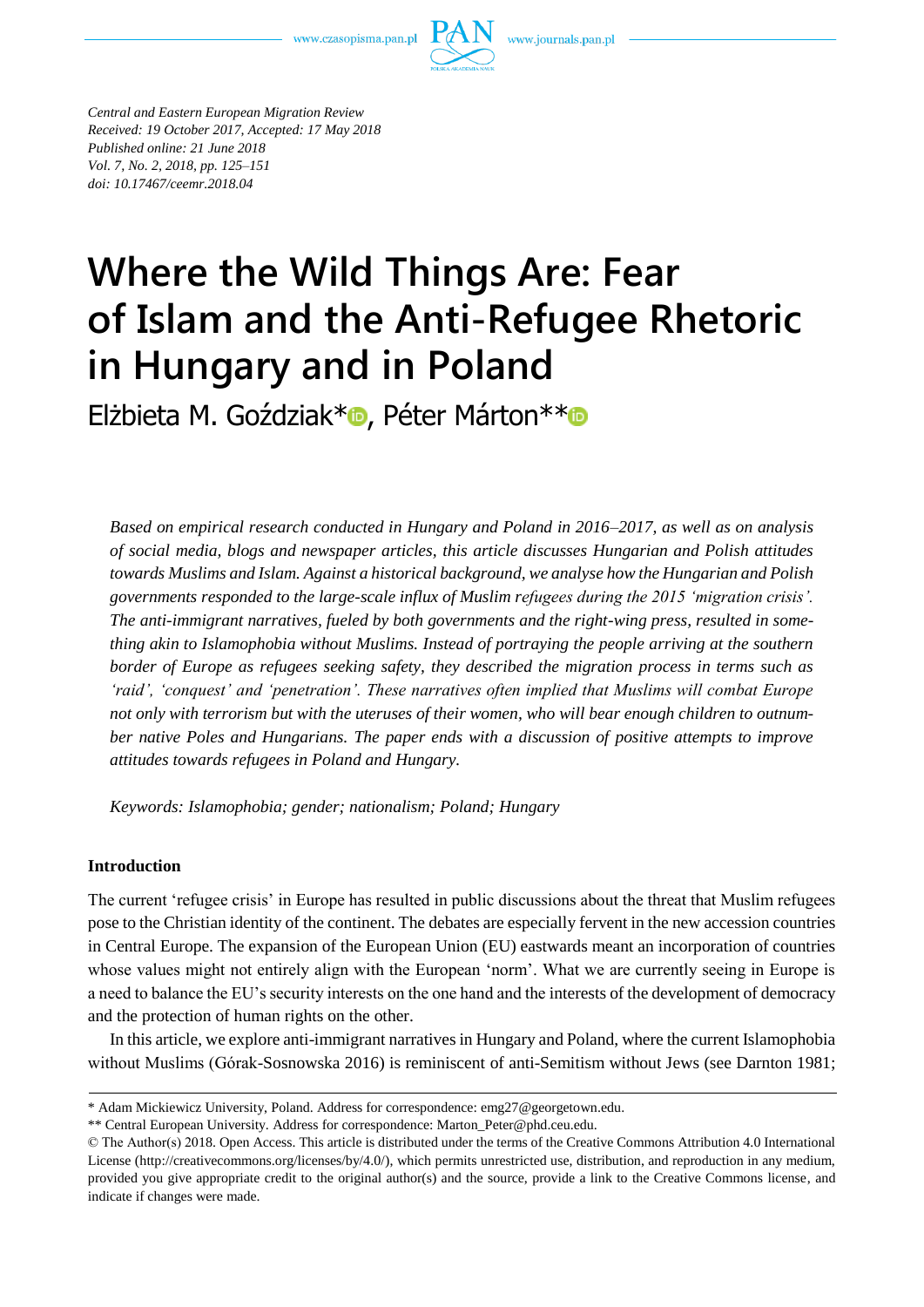*Central and Eastern European Migration Review*
*Received: 19 October 2017, Accepted: 17 May 2018*
*Published online: 21 June 2018*
*Vol. 7, No. 2, 2018, pp. 125–151*
*doi: 10.17467/ceemr.2018.04*

# Where the Wild Things Are: Fear of Islam and the Anti-Refugee Rhetoric in Hungary and in Poland

Elżbieta M. Goździak*, Péter Márton**

*Based on empirical research conducted in Hungary and Poland in 2016–2017, as well as on analysis of social media, blogs and newspaper articles, this article discusses Hungarian and Polish attitudes towards Muslims and Islam. Against a historical background, we analyse how the Hungarian and Polish governments responded to the large-scale influx of Muslim refugees during the 2015 'migration crisis'. The anti-immigrant narratives, fueled by both governments and the right-wing press, resulted in something akin to Islamophobia without Muslims. Instead of portraying the people arriving at the southern border of Europe as refugees seeking safety, they described the migration process in terms such as 'raid', 'conquest' and 'penetration'. These narratives often implied that Muslims will combat Europe not only with terrorism but with the uteruses of their women, who will bear enough children to outnumber native Poles and Hungarians. The paper ends with a discussion of positive attempts to improve attitudes towards refugees in Poland and Hungary.*

*Keywords: Islamophobia; gender; nationalism; Poland; Hungary*

## Introduction

The current 'refugee crisis' in Europe has resulted in public discussions about the threat that Muslim refugees pose to the Christian identity of the continent. The debates are especially fervent in the new accession countries in Central Europe. The expansion of the European Union (EU) eastwards meant an incorporation of countries whose values might not entirely align with the European 'norm'. What we are currently seeing in Europe is a need to balance the EU's security interests on the one hand and the interests of the development of democracy and the protection of human rights on the other.

In this article, we explore anti-immigrant narratives in Hungary and Poland, where the current Islamophobia without Muslims (Górak-Sosnowska 2016) is reminiscent of anti-Semitism without Jews (see Darnton 1981;

---

\* Adam Mickiewicz University, Poland. Address for correspondence: emg27@georgetown.edu.

\*\* Central European University. Address for correspondence: Marton_Peter@phd.ceu.edu.

© The Author(s) 2018. Open Access. This article is distributed under the terms of the Creative Commons Attribution 4.0 International License (http://creativecommons.org/licenses/by/4.0/), which permits unrestricted use, distribution, and reproduction in any medium, provided you give appropriate credit to the original author(s) and the source, provide a link to the Creative Commons license, and indicate if changes were made.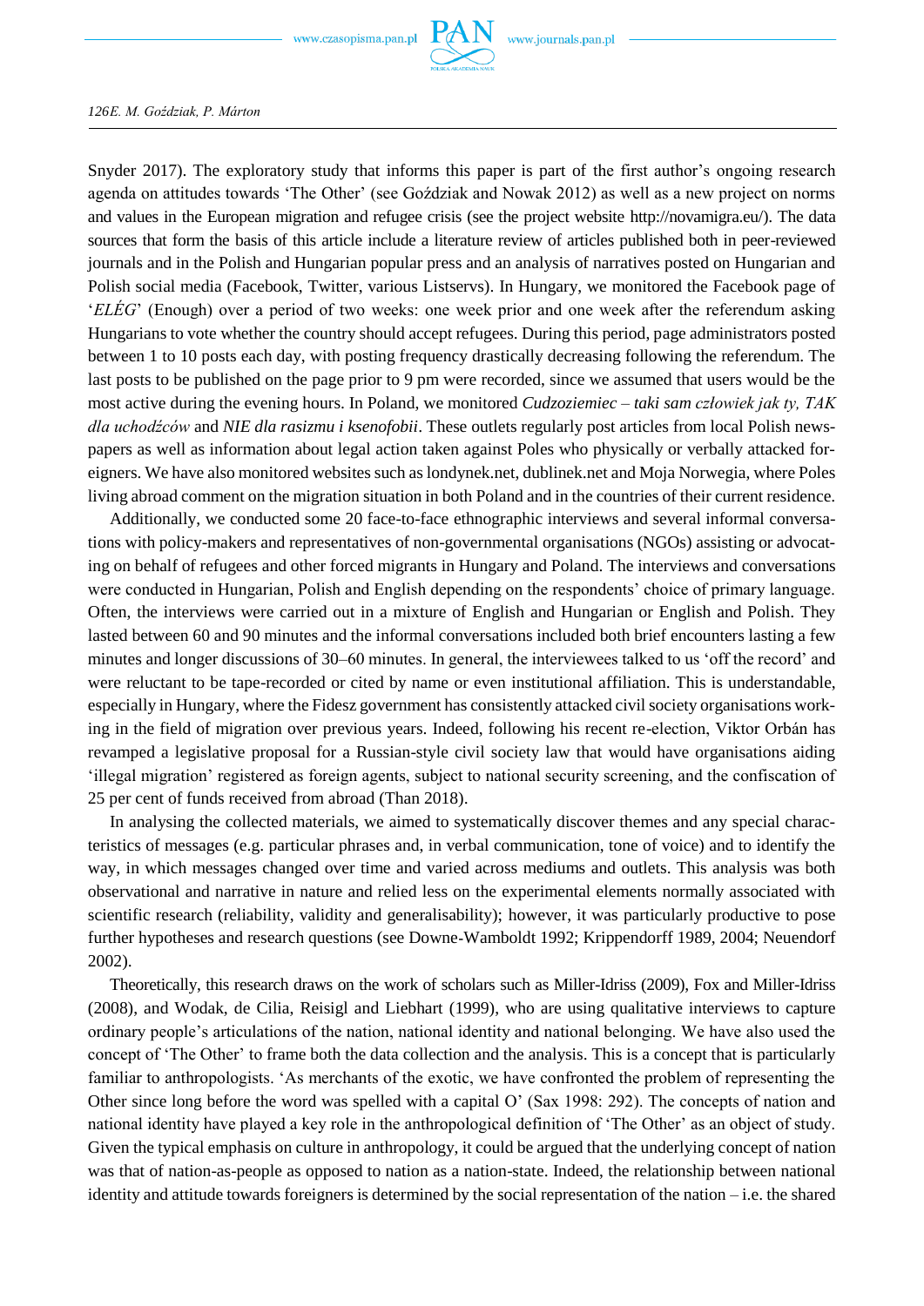Snyder 2017). The exploratory study that informs this paper is part of the first author's ongoing research agenda on attitudes towards 'The Other' (see Goździak and Nowak 2012) as well as a new project on norms and values in the European migration and refugee crisis (see the project website http://novamigra.eu/). The data sources that form the basis of this article include a literature review of articles published both in peer-reviewed journals and in the Polish and Hungarian popular press and an analysis of narratives posted on Hungarian and Polish social media (Facebook, Twitter, various Listservs). In Hungary, we monitored the Facebook page of '*ELÉG*' (Enough) over a period of two weeks: one week prior and one week after the referendum asking Hungarians to vote whether the country should accept refugees. During this period, page administrators posted between 1 to 10 posts each day, with posting frequency drastically decreasing following the referendum. The last posts to be published on the page prior to 9 pm were recorded, since we assumed that users would be the most active during the evening hours. In Poland, we monitored *Cudzoziemiec – taki sam człowiek jak ty, TAK dla uchodźców* and *NIE dla rasizmu i ksenofobii*. These outlets regularly post articles from local Polish newspapers as well as information about legal action taken against Poles who physically or verbally attacked foreigners. We have also monitored websites such as londynek.net, dublinek.net and Moja Norwegia, where Poles living abroad comment on the migration situation in both Poland and in the countries of their current residence.

Additionally, we conducted some 20 face-to-face ethnographic interviews and several informal conversations with policy-makers and representatives of non-governmental organisations (NGOs) assisting or advocating on behalf of refugees and other forced migrants in Hungary and Poland. The interviews and conversations were conducted in Hungarian, Polish and English depending on the respondents' choice of primary language. Often, the interviews were carried out in a mixture of English and Hungarian or English and Polish. They lasted between 60 and 90 minutes and the informal conversations included both brief encounters lasting a few minutes and longer discussions of 30–60 minutes. In general, the interviewees talked to us 'off the record' and were reluctant to be tape-recorded or cited by name or even institutional affiliation. This is understandable, especially in Hungary, where the Fidesz government has consistently attacked civil society organisations working in the field of migration over previous years. Indeed, following his recent re-election, Viktor Orbán has revamped a legislative proposal for a Russian-style civil society law that would have organisations aiding 'illegal migration' registered as foreign agents, subject to national security screening, and the confiscation of 25 per cent of funds received from abroad (Than 2018).

In analysing the collected materials, we aimed to systematically discover themes and any special characteristics of messages (e.g. particular phrases and, in verbal communication, tone of voice) and to identify the way, in which messages changed over time and varied across mediums and outlets. This analysis was both observational and narrative in nature and relied less on the experimental elements normally associated with scientific research (reliability, validity and generalisability); however, it was particularly productive to pose further hypotheses and research questions (see Downe-Wamboldt 1992; Krippendorff 1989, 2004; Neuendorf 2002).

Theoretically, this research draws on the work of scholars such as Miller-Idriss (2009), Fox and Miller-Idriss (2008), and Wodak, de Cilia, Reisigl and Liebhart (1999), who are using qualitative interviews to capture ordinary people's articulations of the nation, national identity and national belonging. We have also used the concept of 'The Other' to frame both the data collection and the analysis. This is a concept that is particularly familiar to anthropologists. 'As merchants of the exotic, we have confronted the problem of representing the Other since long before the word was spelled with a capital O' (Sax 1998: 292). The concepts of nation and national identity have played a key role in the anthropological definition of 'The Other' as an object of study. Given the typical emphasis on culture in anthropology, it could be argued that the underlying concept of nation was that of nation-as-people as opposed to nation as a nation-state. Indeed, the relationship between national identity and attitude towards foreigners is determined by the social representation of the nation – i.e. the shared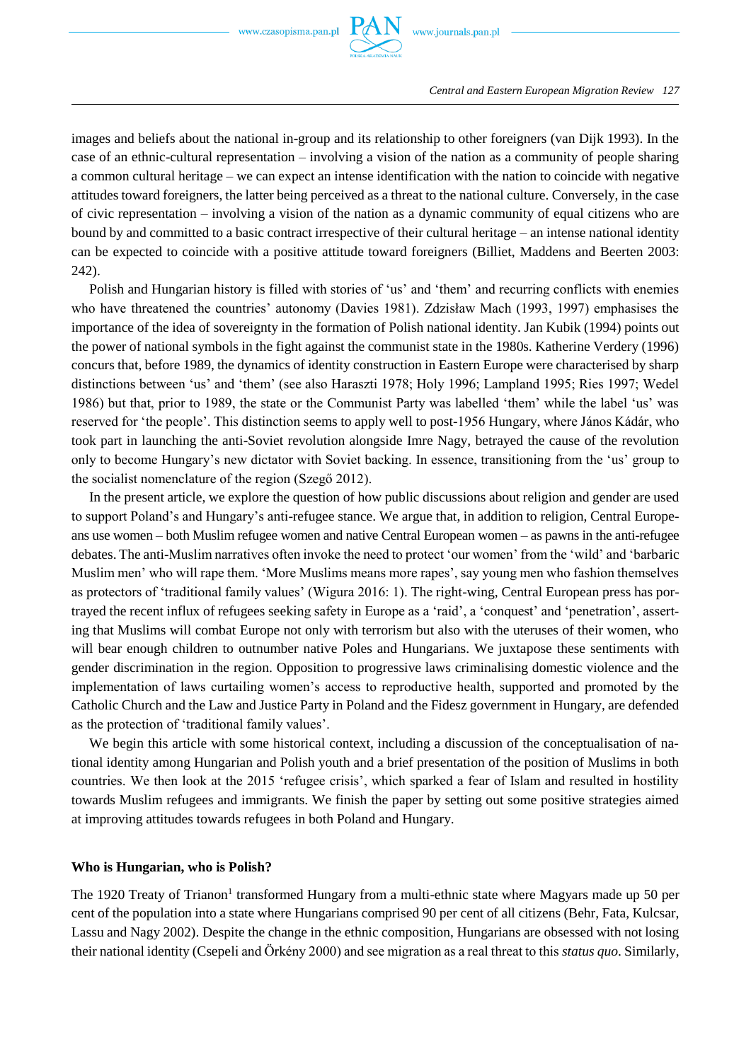images and beliefs about the national in-group and its relationship to other foreigners (van Dijk 1993). In the case of an ethnic-cultural representation – involving a vision of the nation as a community of people sharing a common cultural heritage – we can expect an intense identification with the nation to coincide with negative attitudes toward foreigners, the latter being perceived as a threat to the national culture. Conversely, in the case of civic representation – involving a vision of the nation as a dynamic community of equal citizens who are bound by and committed to a basic contract irrespective of their cultural heritage – an intense national identity can be expected to coincide with a positive attitude toward foreigners (Billiet, Maddens and Beerten 2003: 242).

Polish and Hungarian history is filled with stories of 'us' and 'them' and recurring conflicts with enemies who have threatened the countries' autonomy (Davies 1981). Zdzisław Mach (1993, 1997) emphasises the importance of the idea of sovereignty in the formation of Polish national identity. Jan Kubik (1994) points out the power of national symbols in the fight against the communist state in the 1980s. Katherine Verdery (1996) concurs that, before 1989, the dynamics of identity construction in Eastern Europe were characterised by sharp distinctions between 'us' and 'them' (see also Haraszti 1978; Holy 1996; Lampland 1995; Ries 1997; Wedel 1986) but that, prior to 1989, the state or the Communist Party was labelled 'them' while the label 'us' was reserved for 'the people'. This distinction seems to apply well to post-1956 Hungary, where János Kádár, who took part in launching the anti-Soviet revolution alongside Imre Nagy, betrayed the cause of the revolution only to become Hungary's new dictator with Soviet backing. In essence, transitioning from the 'us' group to the socialist nomenclature of the region (Szegő 2012).

In the present article, we explore the question of how public discussions about religion and gender are used to support Poland's and Hungary's anti-refugee stance. We argue that, in addition to religion, Central Europeans use women – both Muslim refugee women and native Central European women – as pawns in the anti-refugee debates. The anti-Muslim narratives often invoke the need to protect 'our women' from the 'wild' and 'barbaric Muslim men' who will rape them. 'More Muslims means more rapes', say young men who fashion themselves as protectors of 'traditional family values' (Wigura 2016: 1). The right-wing, Central European press has portrayed the recent influx of refugees seeking safety in Europe as a 'raid', a 'conquest' and 'penetration', asserting that Muslims will combat Europe not only with terrorism but also with the uteruses of their women, who will bear enough children to outnumber native Poles and Hungarians. We juxtapose these sentiments with gender discrimination in the region. Opposition to progressive laws criminalising domestic violence and the implementation of laws curtailing women's access to reproductive health, supported and promoted by the Catholic Church and the Law and Justice Party in Poland and the Fidesz government in Hungary, are defended as the protection of 'traditional family values'.

We begin this article with some historical context, including a discussion of the conceptualisation of national identity among Hungarian and Polish youth and a brief presentation of the position of Muslims in both countries. We then look at the 2015 'refugee crisis', which sparked a fear of Islam and resulted in hostility towards Muslim refugees and immigrants. We finish the paper by setting out some positive strategies aimed at improving attitudes towards refugees in both Poland and Hungary.

## Who is Hungarian, who is Polish?

The 1920 Treaty of Trianon[1] transformed Hungary from a multi-ethnic state where Magyars made up 50 per cent of the population into a state where Hungarians comprised 90 per cent of all citizens (Behr, Fata, Kulcsar, Lassu and Nagy 2002). Despite the change in the ethnic composition, Hungarians are obsessed with not losing their national identity (Csepeli and Örkény 2000) and see migration as a real threat to this *status quo*. Similarly,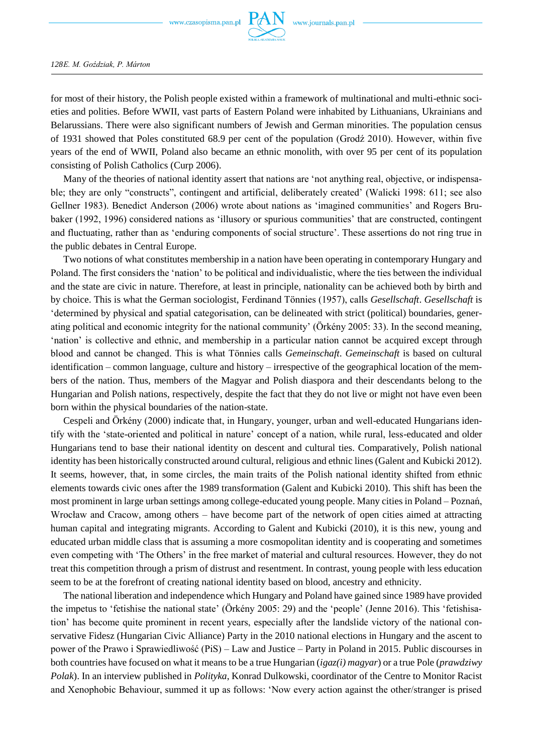for most of their history, the Polish people existed within a framework of multinational and multi-ethnic societies and polities. Before WWII, vast parts of Eastern Poland were inhabited by Lithuanians, Ukrainians and Belarussians. There were also significant numbers of Jewish and German minorities. The population census of 1931 showed that Poles constituted 68.9 per cent of the population (Grodź 2010). However, within five years of the end of WWII, Poland also became an ethnic monolith, with over 95 per cent of its population consisting of Polish Catholics (Curp 2006).

Many of the theories of national identity assert that nations are 'not anything real, objective, or indispensable; they are only "constructs", contingent and artificial, deliberately created' (Walicki 1998: 611; see also Gellner 1983). Benedict Anderson (2006) wrote about nations as 'imagined communities' and Rogers Brubaker (1992, 1996) considered nations as 'illusory or spurious communities' that are constructed, contingent and fluctuating, rather than as 'enduring components of social structure'. These assertions do not ring true in the public debates in Central Europe.

Two notions of what constitutes membership in a nation have been operating in contemporary Hungary and Poland. The first considers the 'nation' to be political and individualistic, where the ties between the individual and the state are civic in nature. Therefore, at least in principle, nationality can be achieved both by birth and by choice. This is what the German sociologist, Ferdinand Tönnies (1957), calls *Gesellschaft*. *Gesellschaft* is 'determined by physical and spatial categorisation, can be delineated with strict (political) boundaries, generating political and economic integrity for the national community' (Örkény 2005: 33). In the second meaning, 'nation' is collective and ethnic, and membership in a particular nation cannot be acquired except through blood and cannot be changed. This is what Tönnies calls *Gemeinschaft*. *Gemeinschaft* is based on cultural identification – common language, culture and history – irrespective of the geographical location of the members of the nation. Thus, members of the Magyar and Polish diaspora and their descendants belong to the Hungarian and Polish nations, respectively, despite the fact that they do not live or might not have even been born within the physical boundaries of the nation-state.

Cespeli and Örkény (2000) indicate that, in Hungary, younger, urban and well-educated Hungarians identify with the 'state-oriented and political in nature' concept of a nation, while rural, less-educated and older Hungarians tend to base their national identity on descent and cultural ties. Comparatively, Polish national identity has been historically constructed around cultural, religious and ethnic lines (Galent and Kubicki 2012). It seems, however, that, in some circles, the main traits of the Polish national identity shifted from ethnic elements towards civic ones after the 1989 transformation (Galent and Kubicki 2010). This shift has been the most prominent in large urban settings among college-educated young people. Many cities in Poland – Poznań, Wrocław and Cracow, among others – have become part of the network of open cities aimed at attracting human capital and integrating migrants. According to Galent and Kubicki (2010), it is this new, young and educated urban middle class that is assuming a more cosmopolitan identity and is cooperating and sometimes even competing with 'The Others' in the free market of material and cultural resources. However, they do not treat this competition through a prism of distrust and resentment. In contrast, young people with less education seem to be at the forefront of creating national identity based on blood, ancestry and ethnicity.

The national liberation and independence which Hungary and Poland have gained since 1989 have provided the impetus to 'fetishise the national state' (Örkény 2005: 29) and the 'people' (Jenne 2016). This 'fetishisation' has become quite prominent in recent years, especially after the landslide victory of the national conservative Fidesz (Hungarian Civic Alliance) Party in the 2010 national elections in Hungary and the ascent to power of the Prawo i Sprawiedliwość (PiS) – Law and Justice – Party in Poland in 2015. Public discourses in both countries have focused on what it means to be a true Hungarian (*igaz(i) magyar*) or a true Pole (*prawdziwy Polak*). In an interview published in *Polityka*, Konrad Dulkowski, coordinator of the Centre to Monitor Racist and Xenophobic Behaviour, summed it up as follows: 'Now every action against the other/stranger is prised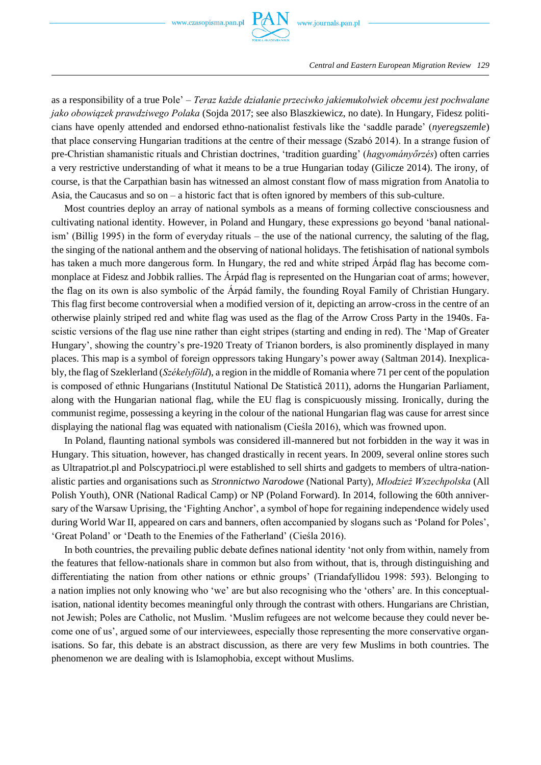as a responsibility of a true Pole' – *Teraz każde działanie przeciwko jakiemukolwiek obcemu jest pochwalane jako obowiązek prawdziwego Polaka* (Sojda 2017; see also Blaszkiewicz, no date). In Hungary, Fidesz politicians have openly attended and endorsed ethno-nationalist festivals like the 'saddle parade' (*nyeregszemle*) that place conserving Hungarian traditions at the centre of their message (Szabó 2014). In a strange fusion of pre-Christian shamanistic rituals and Christian doctrines, 'tradition guarding' (*hagyományőrzés*) often carries a very restrictive understanding of what it means to be a true Hungarian today (Gilicze 2014). The irony, of course, is that the Carpathian basin has witnessed an almost constant flow of mass migration from Anatolia to Asia, the Caucasus and so on – a historic fact that is often ignored by members of this sub-culture.

Most countries deploy an array of national symbols as a means of forming collective consciousness and cultivating national identity. However, in Poland and Hungary, these expressions go beyond 'banal nationalism' (Billig 1995) in the form of everyday rituals – the use of the national currency, the saluting of the flag, the singing of the national anthem and the observing of national holidays. The fetishisation of national symbols has taken a much more dangerous form. In Hungary, the red and white striped Árpád flag has become commonplace at Fidesz and Jobbik rallies. The Árpád flag is represented on the Hungarian coat of arms; however, the flag on its own is also symbolic of the Árpád family, the founding Royal Family of Christian Hungary. This flag first become controversial when a modified version of it, depicting an arrow-cross in the centre of an otherwise plainly striped red and white flag was used as the flag of the Arrow Cross Party in the 1940s. Fascistic versions of the flag use nine rather than eight stripes (starting and ending in red). The 'Map of Greater Hungary', showing the country's pre-1920 Treaty of Trianon borders, is also prominently displayed in many places. This map is a symbol of foreign oppressors taking Hungary's power away (Saltman 2014). Inexplicably, the flag of Szeklerland (*Székelyföld*), a region in the middle of Romania where 71 per cent of the population is composed of ethnic Hungarians (Institutul National De Statistică 2011), adorns the Hungarian Parliament, along with the Hungarian national flag, while the EU flag is conspicuously missing. Ironically, during the communist regime, possessing a keyring in the colour of the national Hungarian flag was cause for arrest since displaying the national flag was equated with nationalism (Cieśla 2016), which was frowned upon.

In Poland, flaunting national symbols was considered ill-mannered but not forbidden in the way it was in Hungary. This situation, however, has changed drastically in recent years. In 2009, several online stores such as Ultrapatriot.pl and Polscypatrioci.pl were established to sell shirts and gadgets to members of ultra-nationalistic parties and organisations such as *Stronnictwo Narodowe* (National Party), *Młodzież Wszechpolska* (All Polish Youth), ONR (National Radical Camp) or NP (Poland Forward). In 2014, following the 60th anniversary of the Warsaw Uprising, the 'Fighting Anchor', a symbol of hope for regaining independence widely used during World War II, appeared on cars and banners, often accompanied by slogans such as 'Poland for Poles', 'Great Poland' or 'Death to the Enemies of the Fatherland' (Cieśla 2016).

In both countries, the prevailing public debate defines national identity 'not only from within, namely from the features that fellow-nationals share in common but also from without, that is, through distinguishing and differentiating the nation from other nations or ethnic groups' (Triandafyllidou 1998: 593). Belonging to a nation implies not only knowing who 'we' are but also recognising who the 'others' are. In this conceptualisation, national identity becomes meaningful only through the contrast with others. Hungarians are Christian, not Jewish; Poles are Catholic, not Muslim. 'Muslim refugees are not welcome because they could never become one of us', argued some of our interviewees, especially those representing the more conservative organisations. So far, this debate is an abstract discussion, as there are very few Muslims in both countries. The phenomenon we are dealing with is Islamophobia, except without Muslims.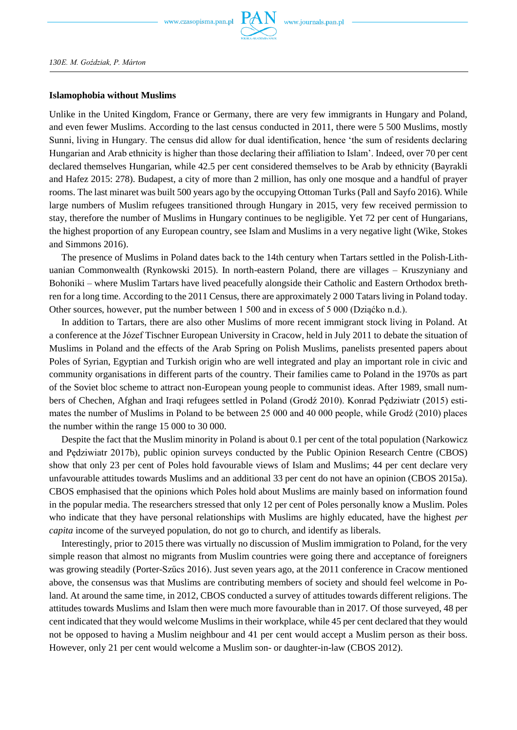**Islamophobia without Muslims**

Unlike in the United Kingdom, France or Germany, there are very few immigrants in Hungary and Poland, and even fewer Muslims. According to the last census conducted in 2011, there were 5 500 Muslims, mostly Sunni, living in Hungary. The census did allow for dual identification, hence 'the sum of residents declaring Hungarian and Arab ethnicity is higher than those declaring their affiliation to Islam'. Indeed, over 70 per cent declared themselves Hungarian, while 42.5 per cent considered themselves to be Arab by ethnicity (Bayrakli and Hafez 2015: 278). Budapest, a city of more than 2 million, has only one mosque and a handful of prayer rooms. The last minaret was built 500 years ago by the occupying Ottoman Turks (Pall and Sayfo 2016). While large numbers of Muslim refugees transitioned through Hungary in 2015, very few received permission to stay, therefore the number of Muslims in Hungary continues to be negligible. Yet 72 per cent of Hungarians, the highest proportion of any European country, see Islam and Muslims in a very negative light (Wike, Stokes and Simmons 2016).

The presence of Muslims in Poland dates back to the 14th century when Tartars settled in the Polish-Lithuanian Commonwealth (Rynkowski 2015). In north-eastern Poland, there are villages – Kruszyniany and Bohoniki – where Muslim Tartars have lived peacefully alongside their Catholic and Eastern Orthodox brethren for a long time. According to the 2011 Census, there are approximately 2 000 Tatars living in Poland today. Other sources, however, put the number between 1 500 and in excess of 5 000 (Dziąćko n.d.).

In addition to Tartars, there are also other Muslims of more recent immigrant stock living in Poland. At a conference at the Józef Tischner European University in Cracow, held in July 2011 to debate the situation of Muslims in Poland and the effects of the Arab Spring on Polish Muslims, panelists presented papers about Poles of Syrian, Egyptian and Turkish origin who are well integrated and play an important role in civic and community organisations in different parts of the country. Their families came to Poland in the 1970s as part of the Soviet bloc scheme to attract non-European young people to communist ideas. After 1989, small numbers of Chechen, Afghan and Iraqi refugees settled in Poland (Grodź 2010). Konrad Pędziwiatr (2015) estimates the number of Muslims in Poland to be between 25 000 and 40 000 people, while Grodź (2010) places the number within the range 15 000 to 30 000.

Despite the fact that the Muslim minority in Poland is about 0.1 per cent of the total population (Narkowicz and Pędziwiatr 2017b), public opinion surveys conducted by the Public Opinion Research Centre (CBOS) show that only 23 per cent of Poles hold favourable views of Islam and Muslims; 44 per cent declare very unfavourable attitudes towards Muslims and an additional 33 per cent do not have an opinion (CBOS 2015a). CBOS emphasised that the opinions which Poles hold about Muslims are mainly based on information found in the popular media. The researchers stressed that only 12 per cent of Poles personally know a Muslim. Poles who indicate that they have personal relationships with Muslims are highly educated, have the highest *per capita* income of the surveyed population, do not go to church, and identify as liberals.

Interestingly, prior to 2015 there was virtually no discussion of Muslim immigration to Poland, for the very simple reason that almost no migrants from Muslim countries were going there and acceptance of foreigners was growing steadily (Porter-Szűcs 2016). Just seven years ago, at the 2011 conference in Cracow mentioned above, the consensus was that Muslims are contributing members of society and should feel welcome in Poland. At around the same time, in 2012, CBOS conducted a survey of attitudes towards different religions. The attitudes towards Muslims and Islam then were much more favourable than in 2017. Of those surveyed, 48 per cent indicated that they would welcome Muslims in their workplace, while 45 per cent declared that they would not be opposed to having a Muslim neighbour and 41 per cent would accept a Muslim person as their boss. However, only 21 per cent would welcome a Muslim son- or daughter-in-law (CBOS 2012).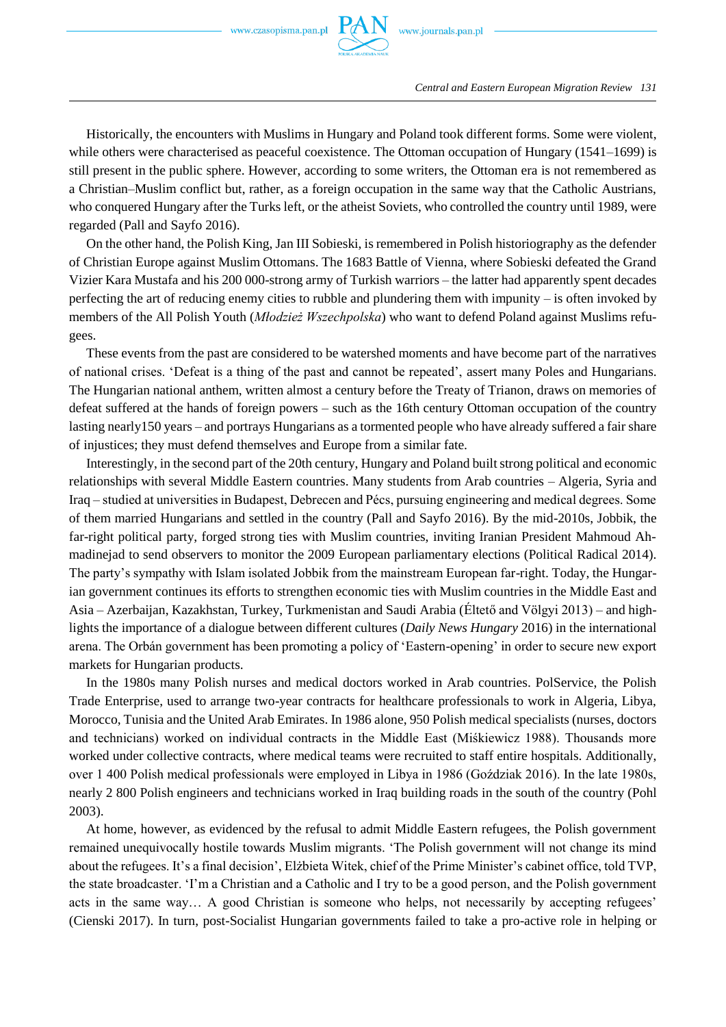Historically, the encounters with Muslims in Hungary and Poland took different forms. Some were violent, while others were characterised as peaceful coexistence. The Ottoman occupation of Hungary (1541–1699) is still present in the public sphere. However, according to some writers, the Ottoman era is not remembered as a Christian–Muslim conflict but, rather, as a foreign occupation in the same way that the Catholic Austrians, who conquered Hungary after the Turks left, or the atheist Soviets, who controlled the country until 1989, were regarded (Pall and Sayfo 2016).

On the other hand, the Polish King, Jan III Sobieski, is remembered in Polish historiography as the defender of Christian Europe against Muslim Ottomans. The 1683 Battle of Vienna, where Sobieski defeated the Grand Vizier Kara Mustafa and his 200 000-strong army of Turkish warriors – the latter had apparently spent decades perfecting the art of reducing enemy cities to rubble and plundering them with impunity – is often invoked by members of the All Polish Youth (*Młodzież Wszechpolska*) who want to defend Poland against Muslims refugees.

These events from the past are considered to be watershed moments and have become part of the narratives of national crises. 'Defeat is a thing of the past and cannot be repeated', assert many Poles and Hungarians. The Hungarian national anthem, written almost a century before the Treaty of Trianon, draws on memories of defeat suffered at the hands of foreign powers – such as the 16th century Ottoman occupation of the country lasting nearly150 years – and portrays Hungarians as a tormented people who have already suffered a fair share of injustices; they must defend themselves and Europe from a similar fate.

Interestingly, in the second part of the 20th century, Hungary and Poland built strong political and economic relationships with several Middle Eastern countries. Many students from Arab countries – Algeria, Syria and Iraq – studied at universities in Budapest, Debrecen and Pécs, pursuing engineering and medical degrees. Some of them married Hungarians and settled in the country (Pall and Sayfo 2016). By the mid-2010s, Jobbik, the far-right political party, forged strong ties with Muslim countries, inviting Iranian President Mahmoud Ahmadinejad to send observers to monitor the 2009 European parliamentary elections (Political Radical 2014). The party's sympathy with Islam isolated Jobbik from the mainstream European far-right. Today, the Hungarian government continues its efforts to strengthen economic ties with Muslim countries in the Middle East and Asia – Azerbaijan, Kazakhstan, Turkey, Turkmenistan and Saudi Arabia (Éltető and Völgyi 2013) – and highlights the importance of a dialogue between different cultures (*Daily News Hungary* 2016) in the international arena. The Orbán government has been promoting a policy of 'Eastern-opening' in order to secure new export markets for Hungarian products.

In the 1980s many Polish nurses and medical doctors worked in Arab countries. PolService, the Polish Trade Enterprise, used to arrange two-year contracts for healthcare professionals to work in Algeria, Libya, Morocco, Tunisia and the United Arab Emirates. In 1986 alone, 950 Polish medical specialists (nurses, doctors and technicians) worked on individual contracts in the Middle East (Miśkiewicz 1988). Thousands more worked under collective contracts, where medical teams were recruited to staff entire hospitals. Additionally, over 1 400 Polish medical professionals were employed in Libya in 1986 (Goździak 2016). In the late 1980s, nearly 2 800 Polish engineers and technicians worked in Iraq building roads in the south of the country (Pohl 2003).

At home, however, as evidenced by the refusal to admit Middle Eastern refugees, the Polish government remained unequivocally hostile towards Muslim migrants. 'The Polish government will not change its mind about the refugees. It's a final decision', Elżbieta Witek, chief of the Prime Minister's cabinet office, told TVP, the state broadcaster. 'I'm a Christian and a Catholic and I try to be a good person, and the Polish government acts in the same way… A good Christian is someone who helps, not necessarily by accepting refugees' (Cienski 2017). In turn, post-Socialist Hungarian governments failed to take a pro-active role in helping or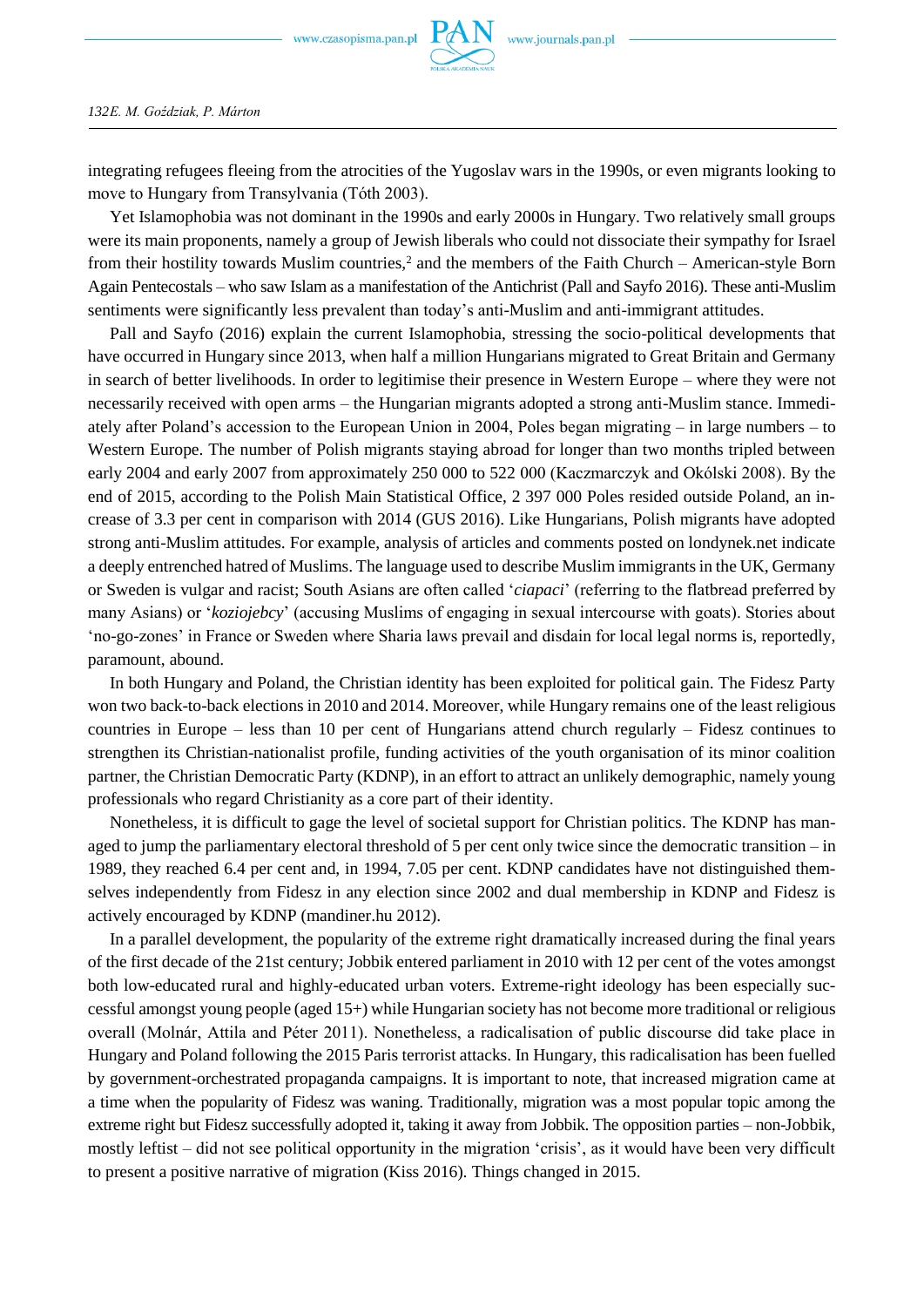integrating refugees fleeing from the atrocities of the Yugoslav wars in the 1990s, or even migrants looking to move to Hungary from Transylvania (Tóth 2003).

Yet Islamophobia was not dominant in the 1990s and early 2000s in Hungary. Two relatively small groups were its main proponents, namely a group of Jewish liberals who could not dissociate their sympathy for Israel from their hostility towards Muslim countries,[2] and the members of the Faith Church – American-style Born Again Pentecostals – who saw Islam as a manifestation of the Antichrist (Pall and Sayfo 2016). These anti-Muslim sentiments were significantly less prevalent than today's anti-Muslim and anti-immigrant attitudes.

Pall and Sayfo (2016) explain the current Islamophobia, stressing the socio-political developments that have occurred in Hungary since 2013, when half a million Hungarians migrated to Great Britain and Germany in search of better livelihoods. In order to legitimise their presence in Western Europe – where they were not necessarily received with open arms – the Hungarian migrants adopted a strong anti-Muslim stance. Immediately after Poland's accession to the European Union in 2004, Poles began migrating – in large numbers – to Western Europe. The number of Polish migrants staying abroad for longer than two months tripled between early 2004 and early 2007 from approximately 250 000 to 522 000 (Kaczmarczyk and Okólski 2008). By the end of 2015, according to the Polish Main Statistical Office, 2 397 000 Poles resided outside Poland, an increase of 3.3 per cent in comparison with 2014 (GUS 2016). Like Hungarians, Polish migrants have adopted strong anti-Muslim attitudes. For example, analysis of articles and comments posted on londynek.net indicate a deeply entrenched hatred of Muslims. The language used to describe Muslim immigrants in the UK, Germany or Sweden is vulgar and racist; South Asians are often called '*ciapaci*' (referring to the flatbread preferred by many Asians) or '*koziojebcy*' (accusing Muslims of engaging in sexual intercourse with goats). Stories about 'no-go-zones' in France or Sweden where Sharia laws prevail and disdain for local legal norms is, reportedly, paramount, abound.

In both Hungary and Poland, the Christian identity has been exploited for political gain. The Fidesz Party won two back-to-back elections in 2010 and 2014. Moreover, while Hungary remains one of the least religious countries in Europe – less than 10 per cent of Hungarians attend church regularly – Fidesz continues to strengthen its Christian-nationalist profile, funding activities of the youth organisation of its minor coalition partner, the Christian Democratic Party (KDNP), in an effort to attract an unlikely demographic, namely young professionals who regard Christianity as a core part of their identity.

Nonetheless, it is difficult to gage the level of societal support for Christian politics. The KDNP has managed to jump the parliamentary electoral threshold of 5 per cent only twice since the democratic transition – in 1989, they reached 6.4 per cent and, in 1994, 7.05 per cent. KDNP candidates have not distinguished themselves independently from Fidesz in any election since 2002 and dual membership in KDNP and Fidesz is actively encouraged by KDNP (mandiner.hu 2012).

In a parallel development, the popularity of the extreme right dramatically increased during the final years of the first decade of the 21st century; Jobbik entered parliament in 2010 with 12 per cent of the votes amongst both low-educated rural and highly-educated urban voters. Extreme-right ideology has been especially successful amongst young people (aged 15+) while Hungarian society has not become more traditional or religious overall (Molnár, Attila and Péter 2011). Nonetheless, a radicalisation of public discourse did take place in Hungary and Poland following the 2015 Paris terrorist attacks. In Hungary, this radicalisation has been fuelled by government-orchestrated propaganda campaigns. It is important to note, that increased migration came at a time when the popularity of Fidesz was waning. Traditionally, migration was a most popular topic among the extreme right but Fidesz successfully adopted it, taking it away from Jobbik. The opposition parties – non-Jobbik, mostly leftist – did not see political opportunity in the migration 'crisis', as it would have been very difficult to present a positive narrative of migration (Kiss 2016). Things changed in 2015.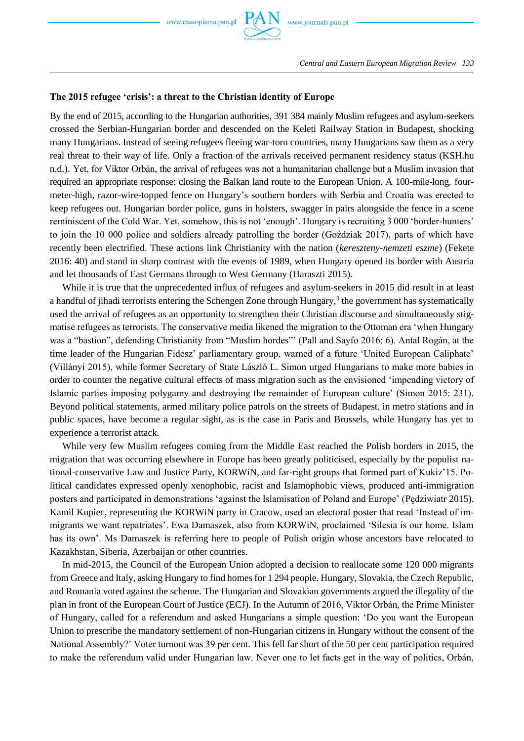**The 2015 refugee 'crisis': a threat to the Christian identity of Europe**

By the end of 2015, according to the Hungarian authorities, 391 384 mainly Muslim refugees and asylum-seekers crossed the Serbian-Hungarian border and descended on the Keleti Railway Station in Budapest, shocking many Hungarians. Instead of seeing refugees fleeing war-torn countries, many Hungarians saw them as a very real threat to their way of life. Only a fraction of the arrivals received permanent residency status (KSH.hu n.d.). Yet, for Viktor Orbán, the arrival of refugees was not a humanitarian challenge but a Muslim invasion that required an appropriate response: closing the Balkan land route to the European Union. A 100-mile-long, four-meter-high, razor-wire-topped fence on Hungary's southern borders with Serbia and Croatia was erected to keep refugees out. Hungarian border police, guns in holsters, swagger in pairs alongside the fence in a scene reminiscent of the Cold War. Yet, somehow, this is not 'enough'. Hungary is recruiting 3 000 'border-hunters' to join the 10 000 police and soldiers already patrolling the border (Goździak 2017), parts of which have recently been electrified. These actions link Christianity with the nation (*keresztény-nemzeti eszme*) (Fekete 2016: 40) and stand in sharp contrast with the events of 1989, when Hungary opened its border with Austria and let thousands of East Germans through to West Germany (Haraszti 2015).

While it is true that the unprecedented influx of refugees and asylum-seekers in 2015 did result in at least a handful of jihadi terrorists entering the Schengen Zone through Hungary,[3] the government has systematically used the arrival of refugees as an opportunity to strengthen their Christian discourse and simultaneously stigmatise refugees as terrorists. The conservative media likened the migration to the Ottoman era 'when Hungary was a "bastion", defending Christianity from "Muslim hordes"' (Pall and Sayfo 2016: 6). Antal Rogán, at the time leader of the Hungarian Fidesz' parliamentary group, warned of a future 'United European Caliphate' (Villányi 2015), while former Secretary of State László L. Simon urged Hungarians to make more babies in order to counter the negative cultural effects of mass migration such as the envisioned 'impending victory of Islamic parties imposing polygamy and destroying the remainder of European culture' (Simon 2015: 231). Beyond political statements, armed military police patrols on the streets of Budapest, in metro stations and in public spaces, have become a regular sight, as is the case in Paris and Brussels, while Hungary has yet to experience a terrorist attack.

While very few Muslim refugees coming from the Middle East reached the Polish borders in 2015, the migration that was occurring elsewhere in Europe has been greatly politicised, especially by the populist national-conservative Law and Justice Party, KORWiN, and far-right groups that formed part of Kukiz'15. Political candidates expressed openly xenophobic, racist and Islamophobic views, produced anti-immigration posters and participated in demonstrations 'against the Islamisation of Poland and Europe' (Pędziwiatr 2015). Kamil Kupiec, representing the KORWiN party in Cracow, used an electoral poster that read 'Instead of immigrants we want repatriates'. Ewa Damaszek, also from KORWiN, proclaimed 'Silesia is our home. Islam has its own'. Ms Damaszek is referring here to people of Polish origin whose ancestors have relocated to Kazakhstan, Siberia, Azerbaijan or other countries.

In mid-2015, the Council of the European Union adopted a decision to reallocate some 120 000 migrants from Greece and Italy, asking Hungary to find homes for 1 294 people. Hungary, Slovakia, the Czech Republic, and Romania voted against the scheme. The Hungarian and Slovakian governments argued the illegality of the plan in front of the European Court of Justice (ECJ). In the Autumn of 2016, Viktor Orbán, the Prime Minister of Hungary, called for a referendum and asked Hungarians a simple question: 'Do you want the European Union to prescribe the mandatory settlement of non-Hungarian citizens in Hungary without the consent of the National Assembly?' Voter turnout was 39 per cent. This fell far short of the 50 per cent participation required to make the referendum valid under Hungarian law. Never one to let facts get in the way of politics, Orbán,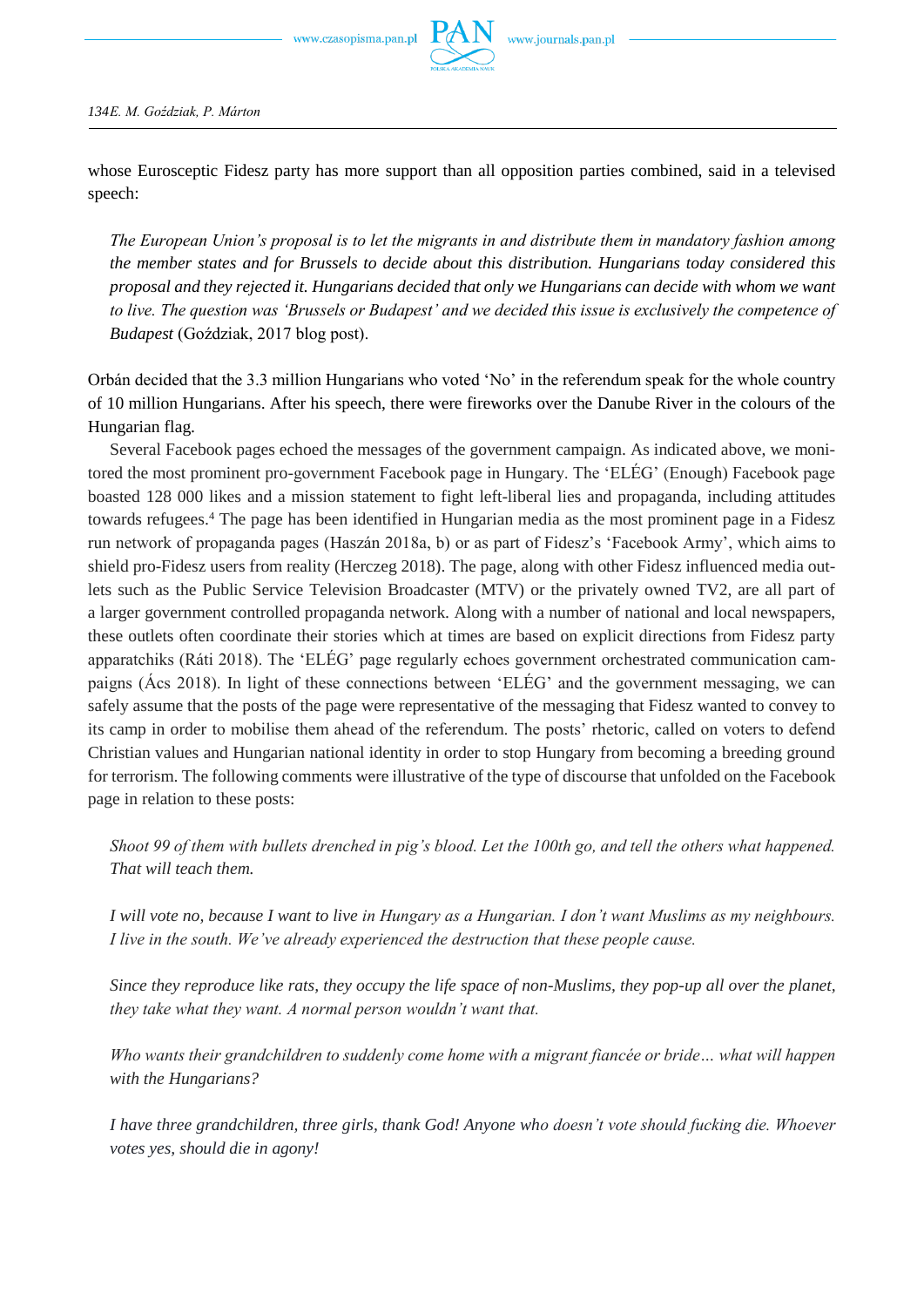whose Eurosceptic Fidesz party has more support than all opposition parties combined, said in a televised speech:

> *The European Union's proposal is to let the migrants in and distribute them in mandatory fashion among the member states and for Brussels to decide about this distribution. Hungarians today considered this proposal and they rejected it. Hungarians decided that only we Hungarians can decide with whom we want to live. The question was 'Brussels or Budapest' and we decided this issue is exclusively the competence of Budapest* (Goździak, 2017 blog post).

Orbán decided that the 3.3 million Hungarians who voted 'No' in the referendum speak for the whole country of 10 million Hungarians. After his speech, there were fireworks over the Danube River in the colours of the Hungarian flag.

Several Facebook pages echoed the messages of the government campaign. As indicated above, we monitored the most prominent pro-government Facebook page in Hungary. The 'ELÉG' (Enough) Facebook page boasted 128 000 likes and a mission statement to fight left-liberal lies and propaganda, including attitudes towards refugees.[4] The page has been identified in Hungarian media as the most prominent page in a Fidesz run network of propaganda pages (Haszán 2018a, b) or as part of Fidesz's 'Facebook Army', which aims to shield pro-Fidesz users from reality (Herczeg 2018). The page, along with other Fidesz influenced media outlets such as the Public Service Television Broadcaster (MTV) or the privately owned TV2, are all part of a larger government controlled propaganda network. Along with a number of national and local newspapers, these outlets often coordinate their stories which at times are based on explicit directions from Fidesz party apparatchiks (Ráti 2018). The 'ELÉG' page regularly echoes government orchestrated communication campaigns (Ács 2018). In light of these connections between 'ELÉG' and the government messaging, we can safely assume that the posts of the page were representative of the messaging that Fidesz wanted to convey to its camp in order to mobilise them ahead of the referendum. The posts' rhetoric, called on voters to defend Christian values and Hungarian national identity in order to stop Hungary from becoming a breeding ground for terrorism. The following comments were illustrative of the type of discourse that unfolded on the Facebook page in relation to these posts:

> *Shoot 99 of them with bullets drenched in pig's blood. Let the 100th go, and tell the others what happened. That will teach them.*

> *I will vote no, because I want to live in Hungary as a Hungarian. I don't want Muslims as my neighbours. I live in the south. We've already experienced the destruction that these people cause.*

> *Since they reproduce like rats, they occupy the life space of non-Muslims, they pop-up all over the planet, they take what they want. A normal person wouldn't want that.*

> *Who wants their grandchildren to suddenly come home with a migrant fiancée or bride… what will happen with the Hungarians?*

> *I have three grandchildren, three girls, thank God! Anyone who doesn't vote should fucking die. Whoever votes yes, should die in agony!*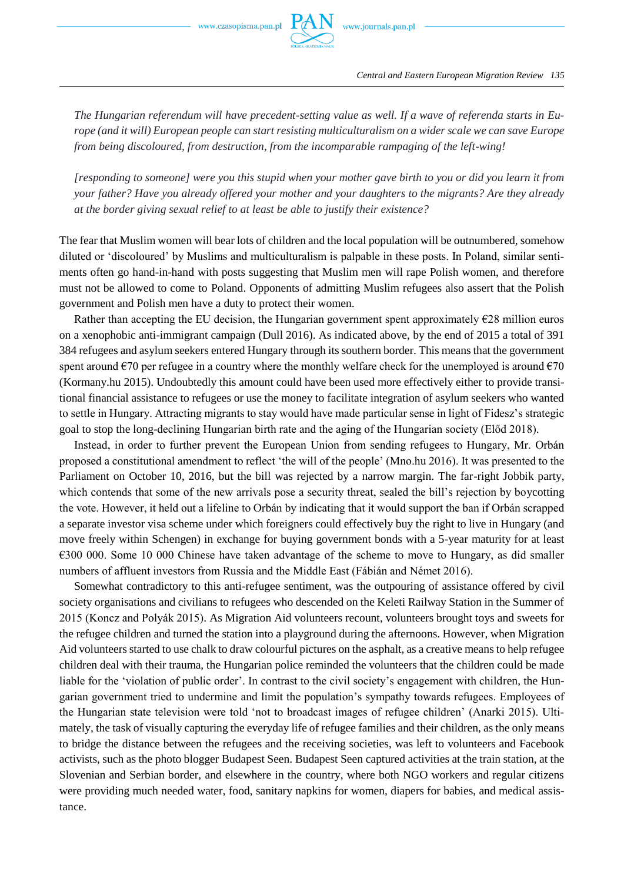*The Hungarian referendum will have precedent-setting value as well. If a wave of referenda starts in Europe (and it will) European people can start resisting multiculturalism on a wider scale we can save Europe from being discoloured, from destruction, from the incomparable rampaging of the left-wing!*

*[responding to someone] were you this stupid when your mother gave birth to you or did you learn it from your father? Have you already offered your mother and your daughters to the migrants? Are they already at the border giving sexual relief to at least be able to justify their existence?*

The fear that Muslim women will bear lots of children and the local population will be outnumbered, somehow diluted or 'discoloured' by Muslims and multiculturalism is palpable in these posts. In Poland, similar sentiments often go hand-in-hand with posts suggesting that Muslim men will rape Polish women, and therefore must not be allowed to come to Poland. Opponents of admitting Muslim refugees also assert that the Polish government and Polish men have a duty to protect their women.

Rather than accepting the EU decision, the Hungarian government spent approximately €28 million euros on a xenophobic anti-immigrant campaign (Dull 2016). As indicated above, by the end of 2015 a total of 391 384 refugees and asylum seekers entered Hungary through its southern border. This means that the government spent around €70 per refugee in a country where the monthly welfare check for the unemployed is around €70 (Kormany.hu 2015). Undoubtedly this amount could have been used more effectively either to provide transitional financial assistance to refugees or use the money to facilitate integration of asylum seekers who wanted to settle in Hungary. Attracting migrants to stay would have made particular sense in light of Fidesz's strategic goal to stop the long-declining Hungarian birth rate and the aging of the Hungarian society (Előd 2018).

Instead, in order to further prevent the European Union from sending refugees to Hungary, Mr. Orbán proposed a constitutional amendment to reflect 'the will of the people' (Mno.hu 2016). It was presented to the Parliament on October 10, 2016, but the bill was rejected by a narrow margin. The far-right Jobbik party, which contends that some of the new arrivals pose a security threat, sealed the bill's rejection by boycotting the vote. However, it held out a lifeline to Orbán by indicating that it would support the ban if Orbán scrapped a separate investor visa scheme under which foreigners could effectively buy the right to live in Hungary (and move freely within Schengen) in exchange for buying government bonds with a 5-year maturity for at least €300 000. Some 10 000 Chinese have taken advantage of the scheme to move to Hungary, as did smaller numbers of affluent investors from Russia and the Middle East (Fábián and Német 2016).

Somewhat contradictory to this anti-refugee sentiment, was the outpouring of assistance offered by civil society organisations and civilians to refugees who descended on the Keleti Railway Station in the Summer of 2015 (Koncz and Polyák 2015). As Migration Aid volunteers recount, volunteers brought toys and sweets for the refugee children and turned the station into a playground during the afternoons. However, when Migration Aid volunteers started to use chalk to draw colourful pictures on the asphalt, as a creative means to help refugee children deal with their trauma, the Hungarian police reminded the volunteers that the children could be made liable for the 'violation of public order'. In contrast to the civil society's engagement with children, the Hungarian government tried to undermine and limit the population's sympathy towards refugees. Employees of the Hungarian state television were told 'not to broadcast images of refugee children' (Anarki 2015). Ultimately, the task of visually capturing the everyday life of refugee families and their children, as the only means to bridge the distance between the refugees and the receiving societies, was left to volunteers and Facebook activists, such as the photo blogger Budapest Seen. Budapest Seen captured activities at the train station, at the Slovenian and Serbian border, and elsewhere in the country, where both NGO workers and regular citizens were providing much needed water, food, sanitary napkins for women, diapers for babies, and medical assistance.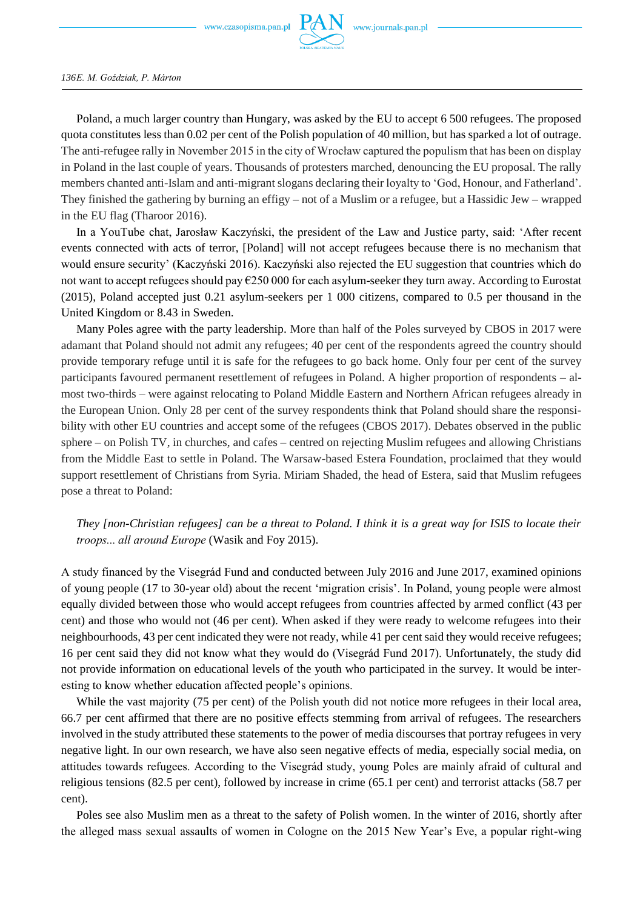Poland, a much larger country than Hungary, was asked by the EU to accept 6 500 refugees. The proposed quota constitutes less than 0.02 per cent of the Polish population of 40 million, but has sparked a lot of outrage. The anti-refugee rally in November 2015 in the city of Wrocław captured the populism that has been on display in Poland in the last couple of years. Thousands of protesters marched, denouncing the EU proposal. The rally members chanted anti-Islam and anti-migrant slogans declaring their loyalty to 'God, Honour, and Fatherland'. They finished the gathering by burning an effigy – not of a Muslim or a refugee, but a Hassidic Jew – wrapped in the EU flag (Tharoor 2016).

In a YouTube chat, Jarosław Kaczyński, the president of the Law and Justice party, said: 'After recent events connected with acts of terror, [Poland] will not accept refugees because there is no mechanism that would ensure security' (Kaczyński 2016). Kaczyński also rejected the EU suggestion that countries which do not want to accept refugees should pay €250 000 for each asylum-seeker they turn away. According to Eurostat (2015), Poland accepted just 0.21 asylum-seekers per 1 000 citizens, compared to 0.5 per thousand in the United Kingdom or 8.43 in Sweden.

Many Poles agree with the party leadership. More than half of the Poles surveyed by CBOS in 2017 were adamant that Poland should not admit any refugees; 40 per cent of the respondents agreed the country should provide temporary refuge until it is safe for the refugees to go back home. Only four per cent of the survey participants favoured permanent resettlement of refugees in Poland. A higher proportion of respondents – almost two-thirds – were against relocating to Poland Middle Eastern and Northern African refugees already in the European Union. Only 28 per cent of the survey respondents think that Poland should share the responsibility with other EU countries and accept some of the refugees (CBOS 2017). Debates observed in the public sphere – on Polish TV, in churches, and cafes – centred on rejecting Muslim refugees and allowing Christians from the Middle East to settle in Poland. The Warsaw-based Estera Foundation, proclaimed that they would support resettlement of Christians from Syria. Miriam Shaded, the head of Estera, said that Muslim refugees pose a threat to Poland:

> *They [non-Christian refugees] can be a threat to Poland. I think it is a great way for ISIS to locate their troops... all around Europe* (Wasik and Foy 2015).

A study financed by the Visegrád Fund and conducted between July 2016 and June 2017, examined opinions of young people (17 to 30-year old) about the recent 'migration crisis'. In Poland, young people were almost equally divided between those who would accept refugees from countries affected by armed conflict (43 per cent) and those who would not (46 per cent). When asked if they were ready to welcome refugees into their neighbourhoods, 43 per cent indicated they were not ready, while 41 per cent said they would receive refugees; 16 per cent said they did not know what they would do (Visegrád Fund 2017). Unfortunately, the study did not provide information on educational levels of the youth who participated in the survey. It would be interesting to know whether education affected people's opinions.

While the vast majority (75 per cent) of the Polish youth did not notice more refugees in their local area, 66.7 per cent affirmed that there are no positive effects stemming from arrival of refugees. The researchers involved in the study attributed these statements to the power of media discourses that portray refugees in very negative light. In our own research, we have also seen negative effects of media, especially social media, on attitudes towards refugees. According to the Visegrád study, young Poles are mainly afraid of cultural and religious tensions (82.5 per cent), followed by increase in crime (65.1 per cent) and terrorist attacks (58.7 per cent).

Poles see also Muslim men as a threat to the safety of Polish women. In the winter of 2016, shortly after the alleged mass sexual assaults of women in Cologne on the 2015 New Year's Eve, a popular right-wing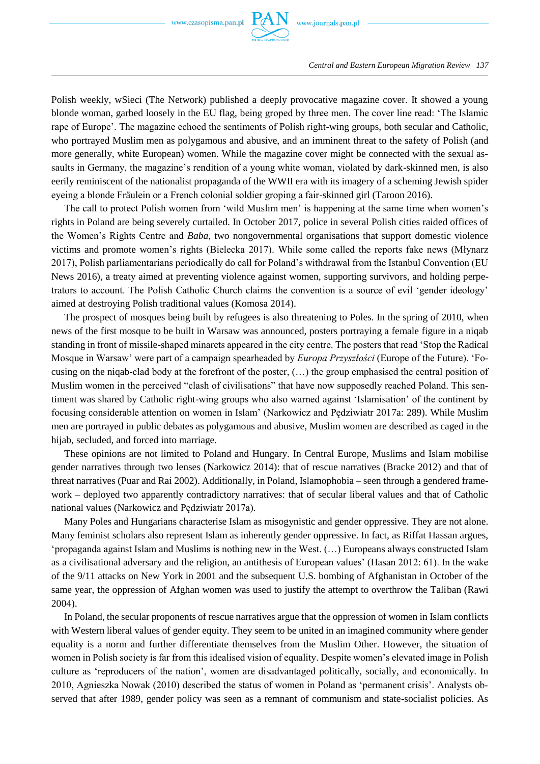Polish weekly, wSieci (The Network) published a deeply provocative magazine cover. It showed a young blonde woman, garbed loosely in the EU flag, being groped by three men. The cover line read: 'The Islamic rape of Europe'. The magazine echoed the sentiments of Polish right-wing groups, both secular and Catholic, who portrayed Muslim men as polygamous and abusive, and an imminent threat to the safety of Polish (and more generally, white European) women. While the magazine cover might be connected with the sexual assaults in Germany, the magazine's rendition of a young white woman, violated by dark-skinned men, is also eerily reminiscent of the nationalist propaganda of the WWII era with its imagery of a scheming Jewish spider eyeing a blonde Fräulein or a French colonial soldier groping a fair-skinned girl (Taroon 2016).

The call to protect Polish women from 'wild Muslim men' is happening at the same time when women's rights in Poland are being severely curtailed. In October 2017, police in several Polish cities raided offices of the Women's Rights Centre and *Baba*, two nongovernmental organisations that support domestic violence victims and promote women's rights (Bielecka 2017). While some called the reports fake news (Młynarz 2017), Polish parliamentarians periodically do call for Poland's withdrawal from the Istanbul Convention (EU News 2016), a treaty aimed at preventing violence against women, supporting survivors, and holding perpetrators to account. The Polish Catholic Church claims the convention is a source of evil 'gender ideology' aimed at destroying Polish traditional values (Komosa 2014).

The prospect of mosques being built by refugees is also threatening to Poles. In the spring of 2010, when news of the first mosque to be built in Warsaw was announced, posters portraying a female figure in a niqab standing in front of missile-shaped minarets appeared in the city centre. The posters that read 'Stop the Radical Mosque in Warsaw' were part of a campaign spearheaded by *Europa Przyszłości* (Europe of the Future). 'Focusing on the niqab-clad body at the forefront of the poster, (…) the group emphasised the central position of Muslim women in the perceived "clash of civilisations" that have now supposedly reached Poland. This sentiment was shared by Catholic right-wing groups who also warned against 'Islamisation' of the continent by focusing considerable attention on women in Islam' (Narkowicz and Pędziwiatr 2017a: 289). While Muslim men are portrayed in public debates as polygamous and abusive, Muslim women are described as caged in the hijab, secluded, and forced into marriage.

These opinions are not limited to Poland and Hungary. In Central Europe, Muslims and Islam mobilise gender narratives through two lenses (Narkowicz 2014): that of rescue narratives (Bracke 2012) and that of threat narratives (Puar and Rai 2002). Additionally, in Poland, Islamophobia – seen through a gendered framework – deployed two apparently contradictory narratives: that of secular liberal values and that of Catholic national values (Narkowicz and Pędziwiatr 2017a).

Many Poles and Hungarians characterise Islam as misogynistic and gender oppressive. They are not alone. Many feminist scholars also represent Islam as inherently gender oppressive. In fact, as Riffat Hassan argues, 'propaganda against Islam and Muslims is nothing new in the West. (…) Europeans always constructed Islam as a civilisational adversary and the religion, an antithesis of European values' (Hasan 2012: 61). In the wake of the 9/11 attacks on New York in 2001 and the subsequent U.S. bombing of Afghanistan in October of the same year, the oppression of Afghan women was used to justify the attempt to overthrow the Taliban (Rawi 2004).

In Poland, the secular proponents of rescue narratives argue that the oppression of women in Islam conflicts with Western liberal values of gender equity. They seem to be united in an imagined community where gender equality is a norm and further differentiate themselves from the Muslim Other. However, the situation of women in Polish society is far from this idealised vision of equality. Despite women's elevated image in Polish culture as 'reproducers of the nation', women are disadvantaged politically, socially, and economically. In 2010, Agnieszka Nowak (2010) described the status of women in Poland as 'permanent crisis'. Analysts observed that after 1989, gender policy was seen as a remnant of communism and state-socialist policies. As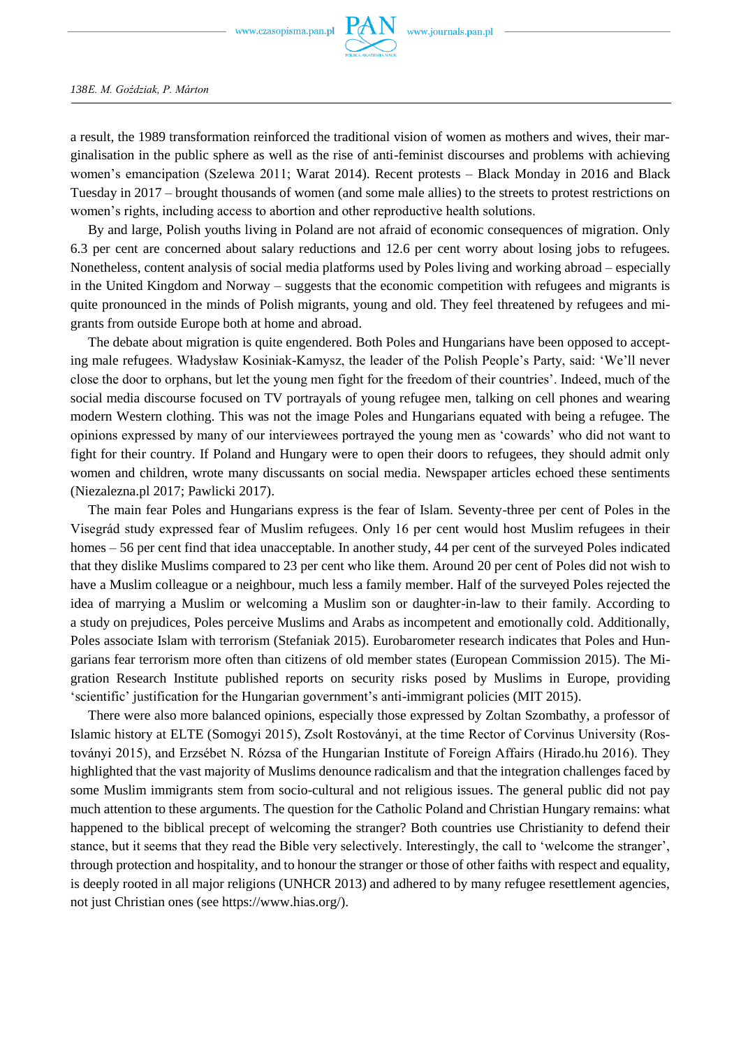a result, the 1989 transformation reinforced the traditional vision of women as mothers and wives, their marginalisation in the public sphere as well as the rise of anti-feminist discourses and problems with achieving women's emancipation (Szelewa 2011; Warat 2014). Recent protests – Black Monday in 2016 and Black Tuesday in 2017 – brought thousands of women (and some male allies) to the streets to protest restrictions on women's rights, including access to abortion and other reproductive health solutions.

By and large, Polish youths living in Poland are not afraid of economic consequences of migration. Only 6.3 per cent are concerned about salary reductions and 12.6 per cent worry about losing jobs to refugees. Nonetheless, content analysis of social media platforms used by Poles living and working abroad – especially in the United Kingdom and Norway – suggests that the economic competition with refugees and migrants is quite pronounced in the minds of Polish migrants, young and old. They feel threatened by refugees and migrants from outside Europe both at home and abroad.

The debate about migration is quite engendered. Both Poles and Hungarians have been opposed to accepting male refugees. Władysław Kosiniak-Kamysz, the leader of the Polish People's Party, said: 'We'll never close the door to orphans, but let the young men fight for the freedom of their countries'. Indeed, much of the social media discourse focused on TV portrayals of young refugee men, talking on cell phones and wearing modern Western clothing. This was not the image Poles and Hungarians equated with being a refugee. The opinions expressed by many of our interviewees portrayed the young men as 'cowards' who did not want to fight for their country. If Poland and Hungary were to open their doors to refugees, they should admit only women and children, wrote many discussants on social media. Newspaper articles echoed these sentiments (Niezalezna.pl 2017; Pawlicki 2017).

The main fear Poles and Hungarians express is the fear of Islam. Seventy-three per cent of Poles in the Visegrád study expressed fear of Muslim refugees. Only 16 per cent would host Muslim refugees in their homes – 56 per cent find that idea unacceptable. In another study, 44 per cent of the surveyed Poles indicated that they dislike Muslims compared to 23 per cent who like them. Around 20 per cent of Poles did not wish to have a Muslim colleague or a neighbour, much less a family member. Half of the surveyed Poles rejected the idea of marrying a Muslim or welcoming a Muslim son or daughter-in-law to their family. According to a study on prejudices, Poles perceive Muslims and Arabs as incompetent and emotionally cold. Additionally, Poles associate Islam with terrorism (Stefaniak 2015). Eurobarometer research indicates that Poles and Hungarians fear terrorism more often than citizens of old member states (European Commission 2015). The Migration Research Institute published reports on security risks posed by Muslims in Europe, providing 'scientific' justification for the Hungarian government's anti-immigrant policies (MIT 2015).

There were also more balanced opinions, especially those expressed by Zoltan Szombathy, a professor of Islamic history at ELTE (Somogyi 2015), Zsolt Rostoványi, at the time Rector of Corvinus University (Rostoványi 2015), and Erzsébet N. Rózsa of the Hungarian Institute of Foreign Affairs (Hirado.hu 2016). They highlighted that the vast majority of Muslims denounce radicalism and that the integration challenges faced by some Muslim immigrants stem from socio-cultural and not religious issues. The general public did not pay much attention to these arguments. The question for the Catholic Poland and Christian Hungary remains: what happened to the biblical precept of welcoming the stranger? Both countries use Christianity to defend their stance, but it seems that they read the Bible very selectively. Interestingly, the call to 'welcome the stranger', through protection and hospitality, and to honour the stranger or those of other faiths with respect and equality, is deeply rooted in all major religions (UNHCR 2013) and adhered to by many refugee resettlement agencies, not just Christian ones (see https://www.hias.org/).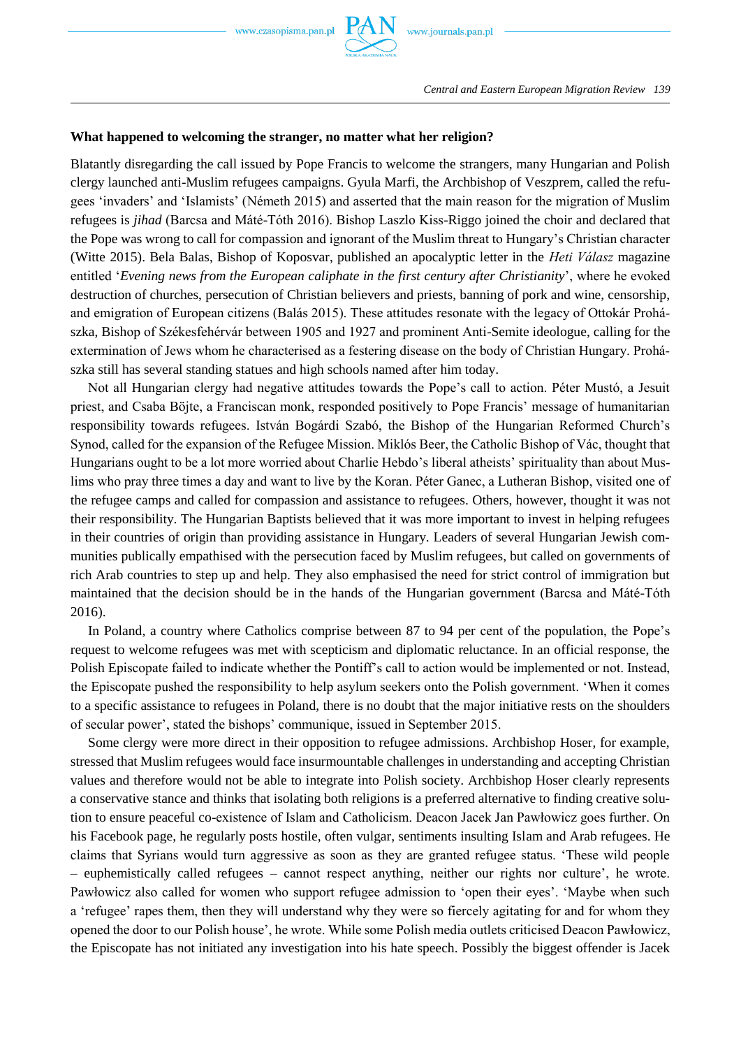**What happened to welcoming the stranger, no matter what her religion?**

Blatantly disregarding the call issued by Pope Francis to welcome the strangers, many Hungarian and Polish clergy launched anti-Muslim refugees campaigns. Gyula Marfi, the Archbishop of Veszprem, called the refugees 'invaders' and 'Islamists' (Németh 2015) and asserted that the main reason for the migration of Muslim refugees is *jihad* (Barcsa and Máté-Tóth 2016). Bishop Laszlo Kiss-Riggo joined the choir and declared that the Pope was wrong to call for compassion and ignorant of the Muslim threat to Hungary's Christian character (Witte 2015). Bela Balas, Bishop of Koposvar, published an apocalyptic letter in the *Heti Válasz* magazine entitled '*Evening news from the European caliphate in the first century after Christianity*', where he evoked destruction of churches, persecution of Christian believers and priests, banning of pork and wine, censorship, and emigration of European citizens (Balás 2015). These attitudes resonate with the legacy of Ottokár Prohászka, Bishop of Székesfehérvár between 1905 and 1927 and prominent Anti-Semite ideologue, calling for the extermination of Jews whom he characterised as a festering disease on the body of Christian Hungary. Prohászka still has several standing statues and high schools named after him today.

Not all Hungarian clergy had negative attitudes towards the Pope's call to action. Péter Mustó, a Jesuit priest, and Csaba Böjte, a Franciscan monk, responded positively to Pope Francis' message of humanitarian responsibility towards refugees. István Bogárdi Szabó, the Bishop of the Hungarian Reformed Church's Synod, called for the expansion of the Refugee Mission. Miklós Beer, the Catholic Bishop of Vác, thought that Hungarians ought to be a lot more worried about Charlie Hebdo's liberal atheists' spirituality than about Muslims who pray three times a day and want to live by the Koran. Péter Ganec, a Lutheran Bishop, visited one of the refugee camps and called for compassion and assistance to refugees. Others, however, thought it was not their responsibility. The Hungarian Baptists believed that it was more important to invest in helping refugees in their countries of origin than providing assistance in Hungary. Leaders of several Hungarian Jewish communities publically empathised with the persecution faced by Muslim refugees, but called on governments of rich Arab countries to step up and help. They also emphasised the need for strict control of immigration but maintained that the decision should be in the hands of the Hungarian government (Barcsa and Máté-Tóth 2016).

In Poland, a country where Catholics comprise between 87 to 94 per cent of the population, the Pope's request to welcome refugees was met with scepticism and diplomatic reluctance. In an official response, the Polish Episcopate failed to indicate whether the Pontiff's call to action would be implemented or not. Instead, the Episcopate pushed the responsibility to help asylum seekers onto the Polish government. 'When it comes to a specific assistance to refugees in Poland, there is no doubt that the major initiative rests on the shoulders of secular power', stated the bishops' communique, issued in September 2015.

Some clergy were more direct in their opposition to refugee admissions. Archbishop Hoser, for example, stressed that Muslim refugees would face insurmountable challenges in understanding and accepting Christian values and therefore would not be able to integrate into Polish society. Archbishop Hoser clearly represents a conservative stance and thinks that isolating both religions is a preferred alternative to finding creative solution to ensure peaceful co-existence of Islam and Catholicism. Deacon Jacek Jan Pawłowicz goes further. On his Facebook page, he regularly posts hostile, often vulgar, sentiments insulting Islam and Arab refugees. He claims that Syrians would turn aggressive as soon as they are granted refugee status. 'These wild people – euphemistically called refugees – cannot respect anything, neither our rights nor culture', he wrote. Pawłowicz also called for women who support refugee admission to 'open their eyes'. 'Maybe when such a 'refugee' rapes them, then they will understand why they were so fiercely agitating for and for whom they opened the door to our Polish house', he wrote. While some Polish media outlets criticised Deacon Pawłowicz, the Episcopate has not initiated any investigation into his hate speech. Possibly the biggest offender is Jacek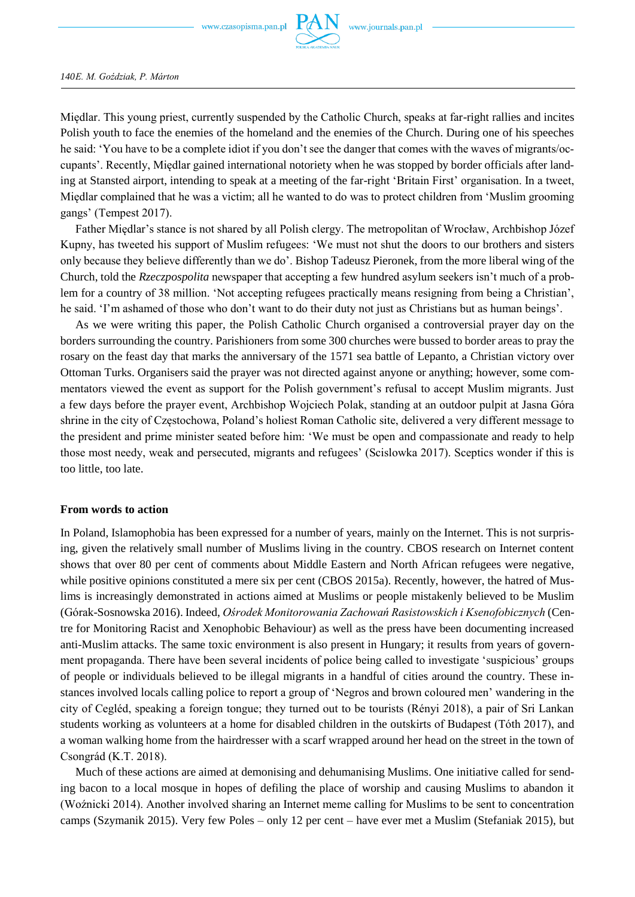Międlar. This young priest, currently suspended by the Catholic Church, speaks at far-right rallies and incites Polish youth to face the enemies of the homeland and the enemies of the Church. During one of his speeches he said: 'You have to be a complete idiot if you don't see the danger that comes with the waves of migrants/occupants'. Recently, Międlar gained international notoriety when he was stopped by border officials after landing at Stansted airport, intending to speak at a meeting of the far-right 'Britain First' organisation. In a tweet, Międlar complained that he was a victim; all he wanted to do was to protect children from 'Muslim grooming gangs' (Tempest 2017).

Father Międlar's stance is not shared by all Polish clergy. The metropolitan of Wrocław, Archbishop Józef Kupny, has tweeted his support of Muslim refugees: 'We must not shut the doors to our brothers and sisters only because they believe differently than we do'. Bishop Tadeusz Pieronek, from the more liberal wing of the Church, told the *Rzeczpospolita* newspaper that accepting a few hundred asylum seekers isn't much of a problem for a country of 38 million. 'Not accepting refugees practically means resigning from being a Christian', he said. 'I'm ashamed of those who don't want to do their duty not just as Christians but as human beings'.

As we were writing this paper, the Polish Catholic Church organised a controversial prayer day on the borders surrounding the country. Parishioners from some 300 churches were bussed to border areas to pray the rosary on the feast day that marks the anniversary of the 1571 sea battle of Lepanto, a Christian victory over Ottoman Turks. Organisers said the prayer was not directed against anyone or anything; however, some commentators viewed the event as support for the Polish government's refusal to accept Muslim migrants. Just a few days before the prayer event, Archbishop Wojciech Polak, standing at an outdoor pulpit at Jasna Góra shrine in the city of Częstochowa, Poland's holiest Roman Catholic site, delivered a very different message to the president and prime minister seated before him: 'We must be open and compassionate and ready to help those most needy, weak and persecuted, migrants and refugees' (Scislowka 2017). Sceptics wonder if this is too little, too late.

### From words to action

In Poland, Islamophobia has been expressed for a number of years, mainly on the Internet. This is not surprising, given the relatively small number of Muslims living in the country. CBOS research on Internet content shows that over 80 per cent of comments about Middle Eastern and North African refugees were negative, while positive opinions constituted a mere six per cent (CBOS 2015a). Recently, however, the hatred of Muslims is increasingly demonstrated in actions aimed at Muslims or people mistakenly believed to be Muslim (Górak-Sosnowska 2016). Indeed, *Ośrodek Monitorowania Zachowań Rasistowskich i Ksenofobicznych* (Centre for Monitoring Racist and Xenophobic Behaviour) as well as the press have been documenting increased anti-Muslim attacks. The same toxic environment is also present in Hungary; it results from years of government propaganda. There have been several incidents of police being called to investigate 'suspicious' groups of people or individuals believed to be illegal migrants in a handful of cities around the country. These instances involved locals calling police to report a group of 'Negros and brown coloured men' wandering in the city of Cegléd, speaking a foreign tongue; they turned out to be tourists (Rényi 2018), a pair of Sri Lankan students working as volunteers at a home for disabled children in the outskirts of Budapest (Tóth 2017), and a woman walking home from the hairdresser with a scarf wrapped around her head on the street in the town of Csongrád (K.T. 2018).

Much of these actions are aimed at demonising and dehumanising Muslims. One initiative called for sending bacon to a local mosque in hopes of defiling the place of worship and causing Muslims to abandon it (Woźnicki 2014). Another involved sharing an Internet meme calling for Muslims to be sent to concentration camps (Szymanik 2015). Very few Poles – only 12 per cent – have ever met a Muslim (Stefaniak 2015), but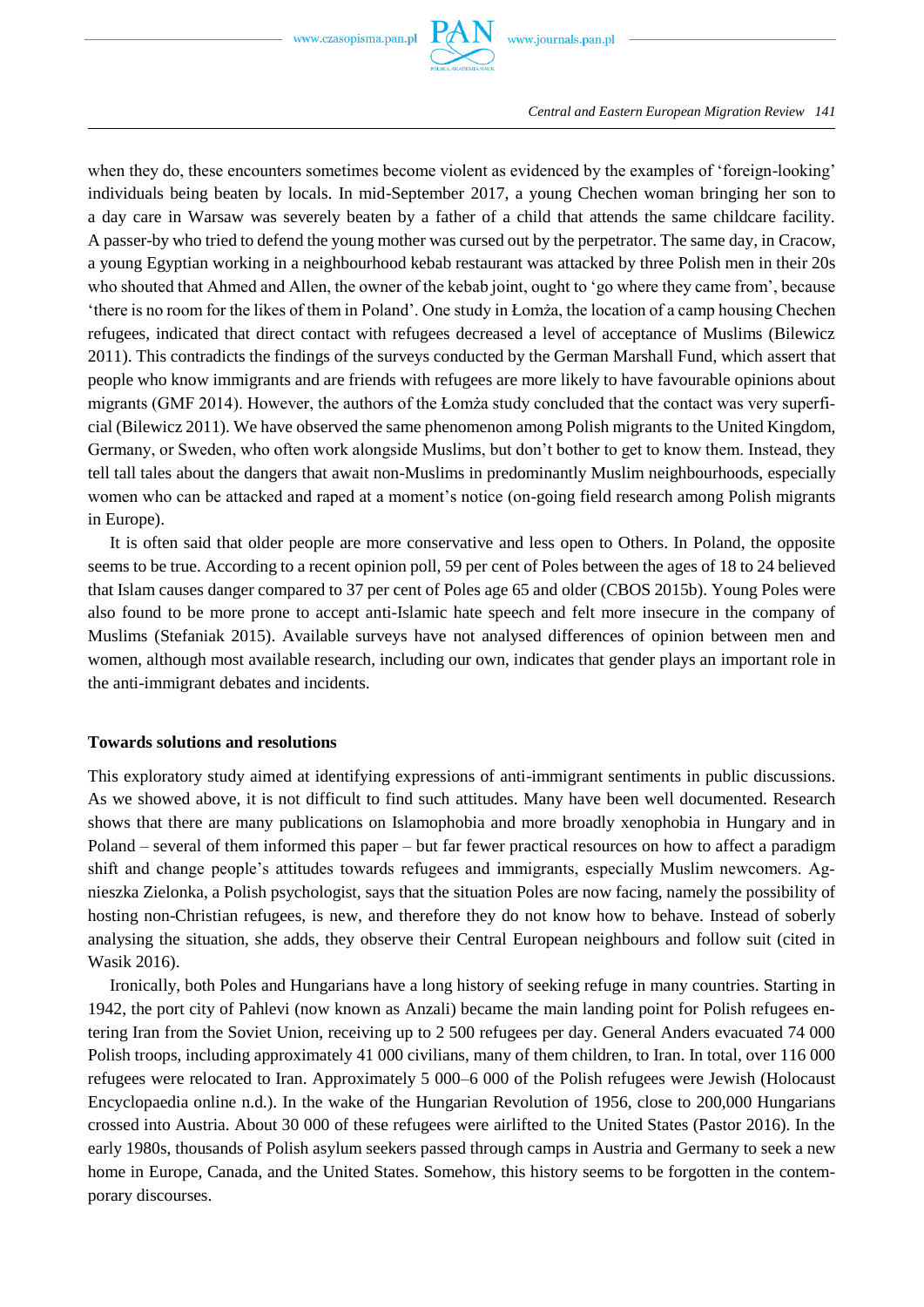when they do, these encounters sometimes become violent as evidenced by the examples of 'foreign-looking' individuals being beaten by locals. In mid-September 2017, a young Chechen woman bringing her son to a day care in Warsaw was severely beaten by a father of a child that attends the same childcare facility. A passer-by who tried to defend the young mother was cursed out by the perpetrator. The same day, in Cracow, a young Egyptian working in a neighbourhood kebab restaurant was attacked by three Polish men in their 20s who shouted that Ahmed and Allen, the owner of the kebab joint, ought to 'go where they came from', because 'there is no room for the likes of them in Poland'. One study in Łomża, the location of a camp housing Chechen refugees, indicated that direct contact with refugees decreased a level of acceptance of Muslims (Bilewicz 2011). This contradicts the findings of the surveys conducted by the German Marshall Fund, which assert that people who know immigrants and are friends with refugees are more likely to have favourable opinions about migrants (GMF 2014). However, the authors of the Łomża study concluded that the contact was very superficial (Bilewicz 2011). We have observed the same phenomenon among Polish migrants to the United Kingdom, Germany, or Sweden, who often work alongside Muslims, but don't bother to get to know them. Instead, they tell tall tales about the dangers that await non-Muslims in predominantly Muslim neighbourhoods, especially women who can be attacked and raped at a moment's notice (on-going field research among Polish migrants in Europe).

It is often said that older people are more conservative and less open to Others. In Poland, the opposite seems to be true. According to a recent opinion poll, 59 per cent of Poles between the ages of 18 to 24 believed that Islam causes danger compared to 37 per cent of Poles age 65 and older (CBOS 2015b). Young Poles were also found to be more prone to accept anti-Islamic hate speech and felt more insecure in the company of Muslims (Stefaniak 2015). Available surveys have not analysed differences of opinion between men and women, although most available research, including our own, indicates that gender plays an important role in the anti-immigrant debates and incidents.

## Towards solutions and resolutions

This exploratory study aimed at identifying expressions of anti-immigrant sentiments in public discussions. As we showed above, it is not difficult to find such attitudes. Many have been well documented. Research shows that there are many publications on Islamophobia and more broadly xenophobia in Hungary and in Poland – several of them informed this paper – but far fewer practical resources on how to affect a paradigm shift and change people's attitudes towards refugees and immigrants, especially Muslim newcomers. Agnieszka Zielonka, a Polish psychologist, says that the situation Poles are now facing, namely the possibility of hosting non-Christian refugees, is new, and therefore they do not know how to behave. Instead of soberly analysing the situation, she adds, they observe their Central European neighbours and follow suit (cited in Wasik 2016).

Ironically, both Poles and Hungarians have a long history of seeking refuge in many countries. Starting in 1942, the port city of Pahlevi (now known as Anzali) became the main landing point for Polish refugees entering Iran from the Soviet Union, receiving up to 2 500 refugees per day. General Anders evacuated 74 000 Polish troops, including approximately 41 000 civilians, many of them children, to Iran. In total, over 116 000 refugees were relocated to Iran. Approximately 5 000–6 000 of the Polish refugees were Jewish (Holocaust Encyclopaedia online n.d.). In the wake of the Hungarian Revolution of 1956, close to 200,000 Hungarians crossed into Austria. About 30 000 of these refugees were airlifted to the United States (Pastor 2016). In the early 1980s, thousands of Polish asylum seekers passed through camps in Austria and Germany to seek a new home in Europe, Canada, and the United States. Somehow, this history seems to be forgotten in the contemporary discourses.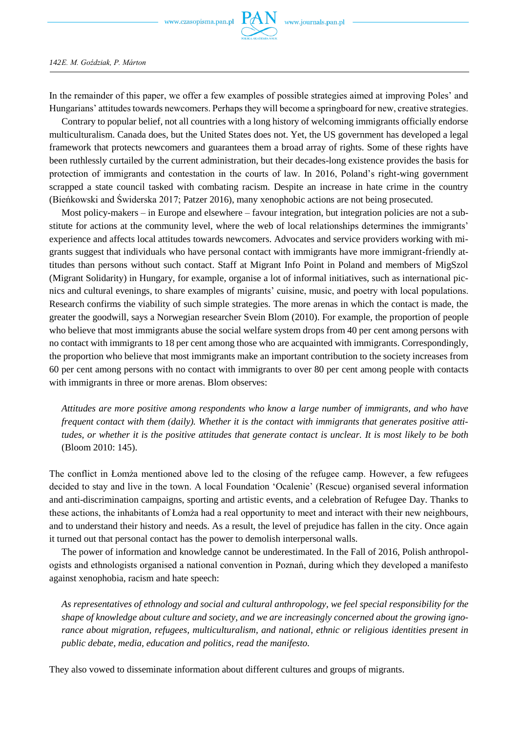In the remainder of this paper, we offer a few examples of possible strategies aimed at improving Poles' and Hungarians' attitudes towards newcomers. Perhaps they will become a springboard for new, creative strategies.

Contrary to popular belief, not all countries with a long history of welcoming immigrants officially endorse multiculturalism. Canada does, but the United States does not. Yet, the US government has developed a legal framework that protects newcomers and guarantees them a broad array of rights. Some of these rights have been ruthlessly curtailed by the current administration, but their decades-long existence provides the basis for protection of immigrants and contestation in the courts of law. In 2016, Poland's right-wing government scrapped a state council tasked with combating racism. Despite an increase in hate crime in the country (Bieńkowski and Świderska 2017; Patzer 2016), many xenophobic actions are not being prosecuted.

Most policy-makers – in Europe and elsewhere – favour integration, but integration policies are not a substitute for actions at the community level, where the web of local relationships determines the immigrants' experience and affects local attitudes towards newcomers. Advocates and service providers working with migrants suggest that individuals who have personal contact with immigrants have more immigrant-friendly attitudes than persons without such contact. Staff at Migrant Info Point in Poland and members of MigSzol (Migrant Solidarity) in Hungary, for example, organise a lot of informal initiatives, such as international picnics and cultural evenings, to share examples of migrants' cuisine, music, and poetry with local populations. Research confirms the viability of such simple strategies. The more arenas in which the contact is made, the greater the goodwill, says a Norwegian researcher Svein Blom (2010). For example, the proportion of people who believe that most immigrants abuse the social welfare system drops from 40 per cent among persons with no contact with immigrants to 18 per cent among those who are acquainted with immigrants. Correspondingly, the proportion who believe that most immigrants make an important contribution to the society increases from 60 per cent among persons with no contact with immigrants to over 80 per cent among people with contacts with immigrants in three or more arenas. Blom observes:

> *Attitudes are more positive among respondents who know a large number of immigrants, and who have frequent contact with them (daily). Whether it is the contact with immigrants that generates positive attitudes, or whether it is the positive attitudes that generate contact is unclear. It is most likely to be both* (Bloom 2010: 145).

The conflict in Łomża mentioned above led to the closing of the refugee camp. However, a few refugees decided to stay and live in the town. A local Foundation 'Ocalenie' (Rescue) organised several information and anti-discrimination campaigns, sporting and artistic events, and a celebration of Refugee Day. Thanks to these actions, the inhabitants of Łomża had a real opportunity to meet and interact with their new neighbours, and to understand their history and needs. As a result, the level of prejudice has fallen in the city. Once again it turned out that personal contact has the power to demolish interpersonal walls.

The power of information and knowledge cannot be underestimated. In the Fall of 2016, Polish anthropologists and ethnologists organised a national convention in Poznań, during which they developed a manifesto against xenophobia, racism and hate speech:

> *As representatives of ethnology and social and cultural anthropology, we feel special responsibility for the shape of knowledge about culture and society, and we are increasingly concerned about the growing ignorance about migration, refugees, multiculturalism, and national, ethnic or religious identities present in public debate, media, education and politics, read the manifesto.*

They also vowed to disseminate information about different cultures and groups of migrants.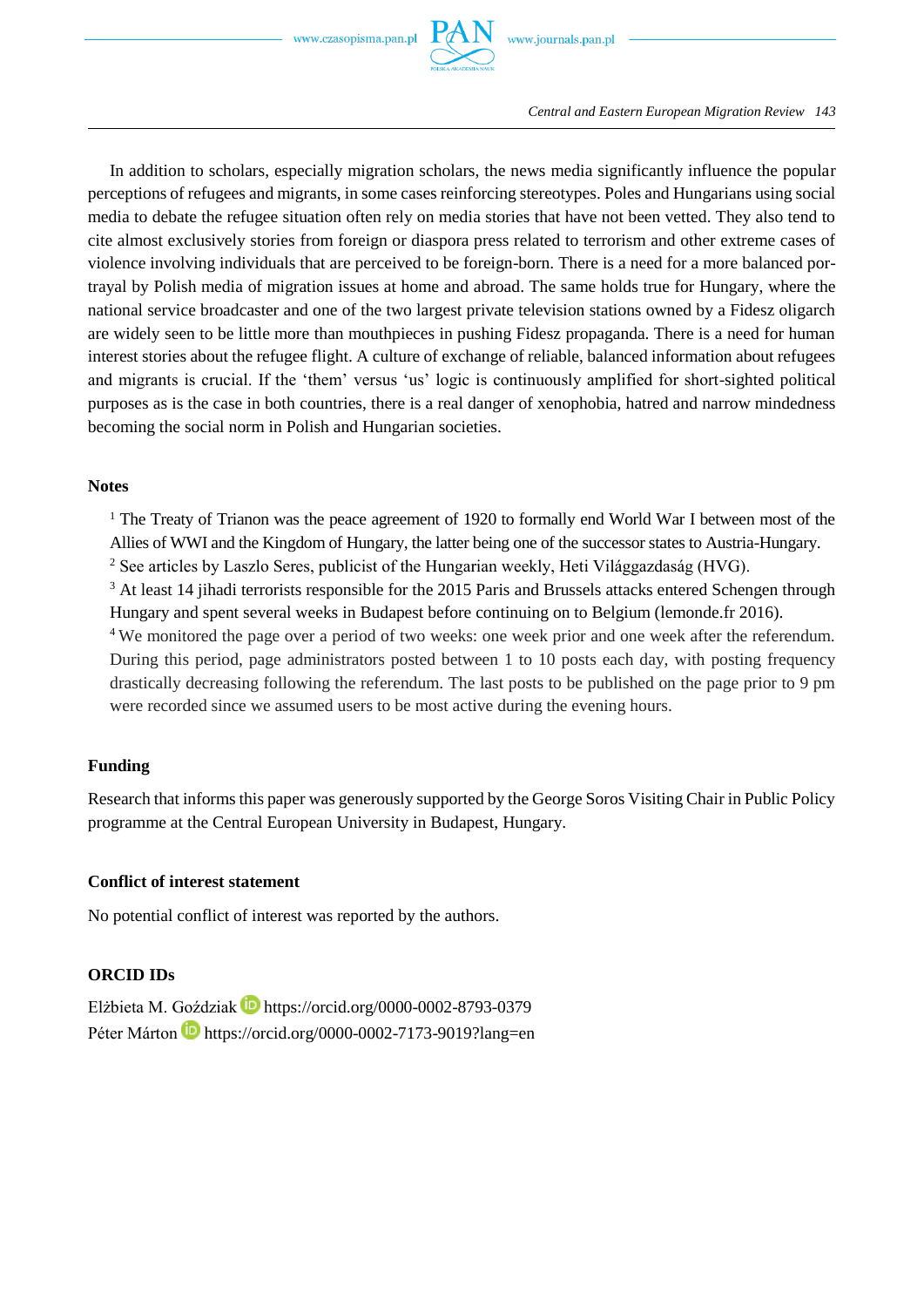In addition to scholars, especially migration scholars, the news media significantly influence the popular perceptions of refugees and migrants, in some cases reinforcing stereotypes. Poles and Hungarians using social media to debate the refugee situation often rely on media stories that have not been vetted. They also tend to cite almost exclusively stories from foreign or diaspora press related to terrorism and other extreme cases of violence involving individuals that are perceived to be foreign-born. There is a need for a more balanced portrayal by Polish media of migration issues at home and abroad. The same holds true for Hungary, where the national service broadcaster and one of the two largest private television stations owned by a Fidesz oligarch are widely seen to be little more than mouthpieces in pushing Fidesz propaganda. There is a need for human interest stories about the refugee flight. A culture of exchange of reliable, balanced information about refugees and migrants is crucial. If the 'them' versus 'us' logic is continuously amplified for short-sighted political purposes as is the case in both countries, there is a real danger of xenophobia, hatred and narrow mindedness becoming the social norm in Polish and Hungarian societies.

### Notes

[1] The Treaty of Trianon was the peace agreement of 1920 to formally end World War I between most of the Allies of WWI and the Kingdom of Hungary, the latter being one of the successor states to Austria-Hungary.

[2] See articles by Laszlo Seres, publicist of the Hungarian weekly, Heti Világgazdaság (HVG).

[3] At least 14 jihadi terrorists responsible for the 2015 Paris and Brussels attacks entered Schengen through Hungary and spent several weeks in Budapest before continuing on to Belgium (lemonde.fr 2016).

[4] We monitored the page over a period of two weeks: one week prior and one week after the referendum. During this period, page administrators posted between 1 to 10 posts each day, with posting frequency drastically decreasing following the referendum. The last posts to be published on the page prior to 9 pm were recorded since we assumed users to be most active during the evening hours.

### Funding

Research that informs this paper was generously supported by the George Soros Visiting Chair in Public Policy programme at the Central European University in Budapest, Hungary.

### Conflict of interest statement

No potential conflict of interest was reported by the authors.

### ORCID IDs

Elżbieta M. Goździak https://orcid.org/0000-0002-8793-0379
Péter Márton https://orcid.org/0000-0002-7173-9019?lang=en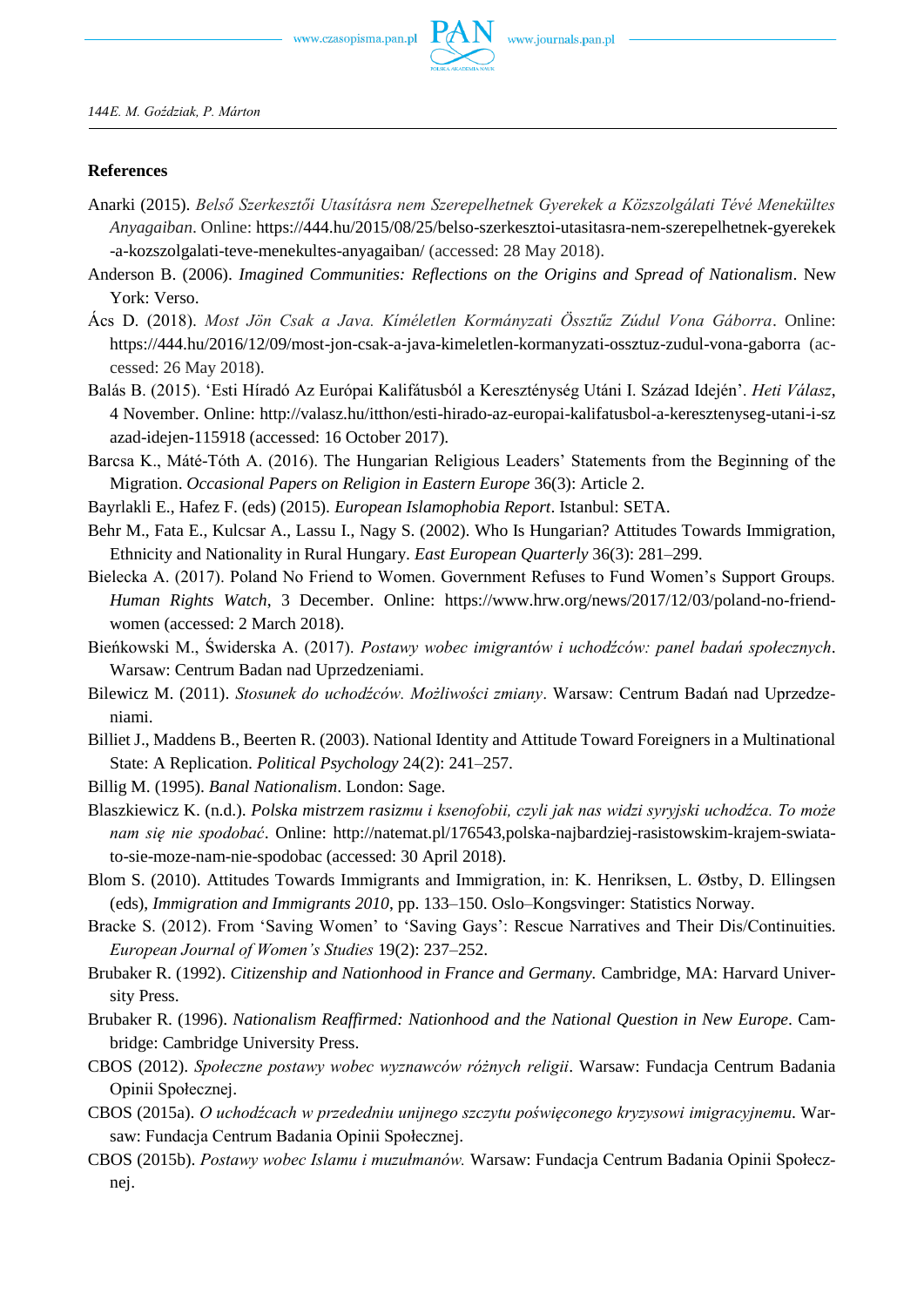## References

Anarki (2015). *Belső Szerkesztői Utasításra nem Szerepelhetnek Gyerekek a Közszolgálati Tévé Menekültes Anyagaiban*. Online: https://444.hu/2015/08/25/belso-szerkesztoi-utasitasra-nem-szerepelhetnek-gyerekek-a-kozszolgalati-teve-menekultes-anyagaiban/ (accessed: 28 May 2018).

Anderson B. (2006). *Imagined Communities: Reflections on the Origins and Spread of Nationalism*. New York: Verso.

Ács D. (2018). *Most Jön Csak a Java. Kíméletlen Kormányzati Össztűz Zúdul Vona Gáborra*. Online: https://444.hu/2016/12/09/most-jon-csak-a-java-kimeletlen-kormanyzati-osszutz-zudul-vona-gaborra (accessed: 26 May 2018).

Balás B. (2015). 'Esti Híradó Az Európai Kalifátusból a Kereszténység Utáni I. Század Idején'. *Heti Válasz*, 4 November. Online: http://valasz.hu/itthon/esti-hirado-az-europai-kalifatusbol-a-keresztenyseg-utani-i-szazad-idejen-115918 (accessed: 16 October 2017).

Barcsa K., Máté-Tóth A. (2016). The Hungarian Religious Leaders' Statements from the Beginning of the Migration. *Occasional Papers on Religion in Eastern Europe* 36(3): Article 2.

Bayrlakli E., Hafez F. (eds) (2015). *European Islamophobia Report*. Istanbul: SETA.

Behr M., Fata E., Kulcsar A., Lassu I., Nagy S. (2002). Who Is Hungarian? Attitudes Towards Immigration, Ethnicity and Nationality in Rural Hungary. *East European Quarterly* 36(3): 281–299.

Bielecka A. (2017). Poland No Friend to Women. Government Refuses to Fund Women's Support Groups. *Human Rights Watch*, 3 December. Online: https://www.hrw.org/news/2017/12/03/poland-no-friend-women (accessed: 2 March 2018).

Bieńkowski M., Świderska A. (2017). *Postawy wobec imigrantów i uchodźców: panel badań społecznych*. Warsaw: Centrum Badan nad Uprzedzeniami.

Bilewicz M. (2011). *Stosunek do uchodźców. Możliwości zmiany*. Warsaw: Centrum Badań nad Uprzedzeniami.

Billiet J., Maddens B., Beerten R. (2003). National Identity and Attitude Toward Foreigners in a Multinational State: A Replication. *Political Psychology* 24(2): 241–257.

Billig M. (1995). *Banal Nationalism*. London: Sage.

Blaszkiewicz K. (n.d.). *Polska mistrzem rasizmu i ksenofobii, czyli jak nas widzi syryjski uchodźca. To może nam się nie spodobać*. Online: http://natemat.pl/176543,polska-najbardziej-rasistowskim-krajem-swiata-to-sie-moze-nam-nie-spodobac (accessed: 30 April 2018).

Blom S. (2010). Attitudes Towards Immigrants and Immigration, in: K. Henriksen, L. Østby, D. Ellingsen (eds), *Immigration and Immigrants 2010*, pp. 133–150. Oslo–Kongsvinger: Statistics Norway.

Bracke S. (2012). From 'Saving Women' to 'Saving Gays': Rescue Narratives and Their Dis/Continuities. *European Journal of Women's Studies* 19(2): 237–252.

Brubaker R. (1992). *Citizenship and Nationhood in France and Germany*. Cambridge, MA: Harvard University Press.

Brubaker R. (1996). *Nationalism Reaffirmed: Nationhood and the National Question in New Europe*. Cambridge: Cambridge University Press.

CBOS (2012). *Społeczne postawy wobec wyznawców różnych religii*. Warsaw: Fundacja Centrum Badania Opinii Społecznej.

CBOS (2015a). *O uchodźcach w przededniu unijnego szczytu poświęconego kryzysowi imigracyjnemu*. Warsaw: Fundacja Centrum Badania Opinii Społecznej.

CBOS (2015b). *Postawy wobec Islamu i muzułmanów.* Warsaw: Fundacja Centrum Badania Opinii Społecznej.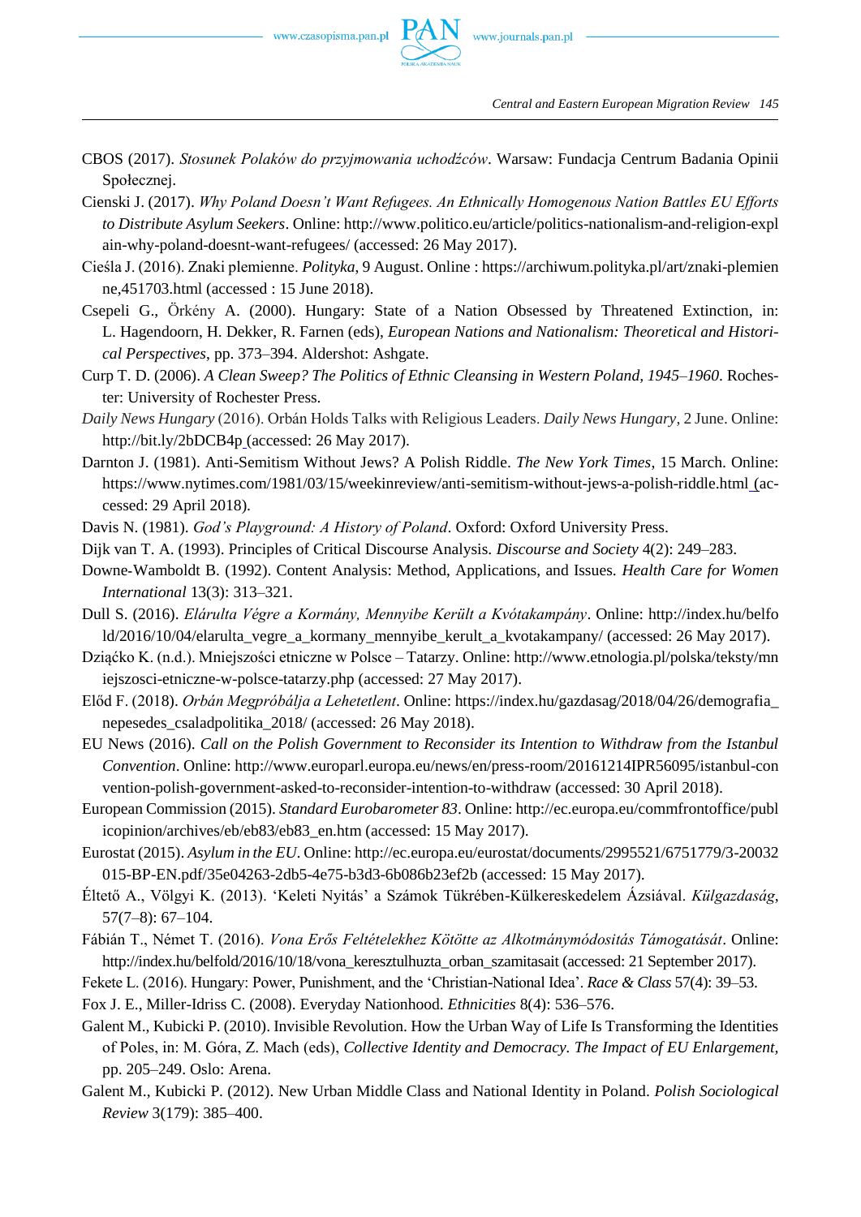CBOS (2017). *Stosunek Polaków do przyjmowania uchodźców*. Warsaw: Fundacja Centrum Badania Opinii Społecznej.

Cienski J. (2017). *Why Poland Doesn't Want Refugees. An Ethnically Homogenous Nation Battles EU Efforts to Distribute Asylum Seekers*. Online: http://www.politico.eu/article/politics-nationalism-and-religion-explain-why-poland-doesnt-want-refugees/ (accessed: 26 May 2017).

Cieśla J. (2016). Znaki plemienne. *Polityka*, 9 August. Online : https://archiwum.polityka.pl/art/znaki-plemienne,451703.html (accessed : 15 June 2018).

Csepeli G., Örkény A. (2000). Hungary: State of a Nation Obsessed by Threatened Extinction, in: L. Hagendoorn, H. Dekker, R. Farnen (eds), *European Nations and Nationalism: Theoretical and Historical Perspectives*, pp. 373–394. Aldershot: Ashgate.

Curp T. D. (2006). *A Clean Sweep? The Politics of Ethnic Cleansing in Western Poland, 1945–1960*. Rochester: University of Rochester Press.

*Daily News Hungary* (2016). Orbán Holds Talks with Religious Leaders. *Daily News Hungary*, 2 June. Online: http://bit.ly/2bDCB4p (accessed: 26 May 2017).

Darnton J. (1981). Anti-Semitism Without Jews? A Polish Riddle. *The New York Times*, 15 March. Online: https://www.nytimes.com/1981/03/15/weekinreview/anti-semitism-without-jews-a-polish-riddle.html (accessed: 29 April 2018).

Davis N. (1981). *God's Playground: A History of Poland*. Oxford: Oxford University Press.

Dijk van T. A. (1993). Principles of Critical Discourse Analysis. *Discourse and Society* 4(2): 249–283.

Downe-Wamboldt B. (1992). Content Analysis: Method, Applications, and Issues. *Health Care for Women International* 13(3): 313–321.

Dull S. (2016). *Elárulta Végre a Kormány, Mennyibe Került a Kvótakampány*. Online: http://index.hu/belfold/2016/10/04/elarulta_vegre_a_kormany_mennyibe_kerult_a_kvotakampany/ (accessed: 26 May 2017).

Dziąćko K. (n.d.). Mniejszości etniczne w Polsce – Tatarzy. Online: http://www.etnologia.pl/polska/teksty/mniejszosci-etniczne-w-polsce-tatarzy.php (accessed: 27 May 2017).

Előd F. (2018). *Orbán Megpróbálja a Lehetetlent*. Online: https://index.hu/gazdasag/2018/04/26/demografia_nepesedes_csaladpolitika_2018/ (accessed: 26 May 2018).

EU News (2016). *Call on the Polish Government to Reconsider its Intention to Withdraw from the Istanbul Convention*. Online: http://www.europarl.europa.eu/news/en/press-room/20161214IPR56095/istanbul-convention-polish-government-asked-to-reconsider-intention-to-withdraw (accessed: 30 April 2018).

European Commission (2015). *Standard Eurobarometer 83*. Online: http://ec.europa.eu/commfrontoffice/publicopinion/archives/eb/eb83/eb83_en.htm (accessed: 15 May 2017).

Eurostat (2015). *Asylum in the EU*. Online: http://ec.europa.eu/eurostat/documents/2995521/6751779/3-20032015-BP-EN.pdf/35e04263-2db5-4e75-b3d3-6b086b23ef2b (accessed: 15 May 2017).

Éltető A., Völgyi K. (2013). 'Keleti Nyitás' a Számok Tükrében-Külkereskedelem Ázsiával. *Külgazdaság*, 57(7–8): 67–104.

Fábián T., Német T. (2016). *Vona Erős Feltételekhez Kötötte az Alkotmánymódositás Támogatását*. Online: http://index.hu/belfold/2016/10/18/vona_keresztulhuzta_orban_szamitasait (accessed: 21 September 2017).

Fekete L. (2016). Hungary: Power, Punishment, and the 'Christian-National Idea'. *Race & Class* 57(4): 39–53.

Fox J. E., Miller-Idriss C. (2008). Everyday Nationhood. *Ethnicities* 8(4): 536–576.

Galent M., Kubicki P. (2010). Invisible Revolution. How the Urban Way of Life Is Transforming the Identities of Poles, in: M. Góra, Z. Mach (eds), *Collective Identity and Democracy. The Impact of EU Enlargement*, pp. 205–249. Oslo: Arena.

Galent M., Kubicki P. (2012). New Urban Middle Class and National Identity in Poland. *Polish Sociological Review* 3(179): 385–400.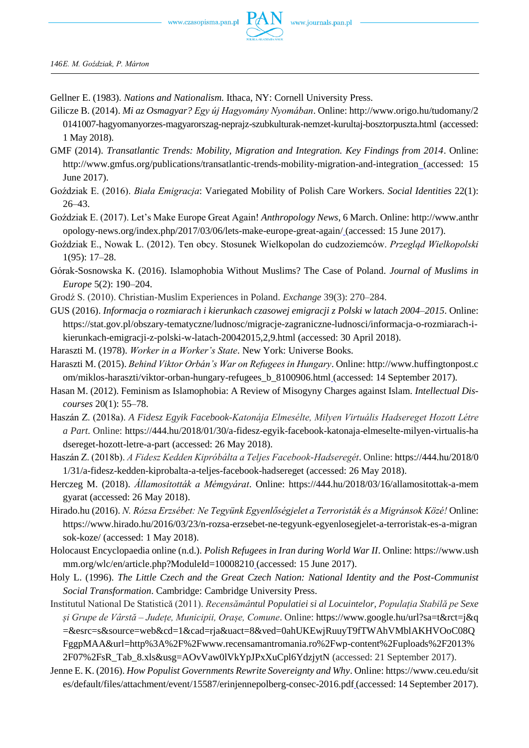Gellner E. (1983). *Nations and Nationalism.* Ithaca, NY: Cornell University Press.

Gilicze B. (2014). *Mi az Osmagyar? Egy új Hagyomány Nyomában*. Online: http://www.origo.hu/tudomany/20141007-hagyomanyorzes-magyarorszag-neprajz-szubkulturak-nemzet-kurultaj-bosztorpuszta.html (accessed: 1 May 2018).

GMF (2014). *Transatlantic Trends: Mobility, Migration and Integration. Key Findings from 2014*. Online: http://www.gmfus.org/publications/transatlantic-trends-mobility-migration-and-integration (accessed: 15 June 2017).

Goździak E. (2016). *Biała Emigracja*: Variegated Mobility of Polish Care Workers. *Social Identities* 22(1): 26–43.

Goździak E. (2017). Let's Make Europe Great Again! *Anthropology News*, 6 March. Online: http://www.anthropology-news.org/index.php/2017/03/06/lets-make-europe-great-again/ (accessed: 15 June 2017).

Goździak E., Nowak L. (2012). Ten obcy. Stosunek Wielkopolan do cudzoziemców. *Przegląd Wielkopolski* 1(95): 17–28.

Górak-Sosnowska K. (2016). Islamophobia Without Muslims? The Case of Poland. *Journal of Muslims in Europe* 5(2): 190–204.

Grodź S. (2010). Christian-Muslim Experiences in Poland. *Exchange* 39(3): 270–284.

GUS (2016). *Informacja o rozmiarach i kierunkach czasowej emigracji z Polski w latach 2004–2015*. Online: https://stat.gov.pl/obszary-tematyczne/ludnosc/migracje-zagraniczne-ludnosci/informacja-o-rozmiarach-i-kierunkach-emigracji-z-polski-w-latach-20042015,2,9.html (accessed: 30 April 2018).

Haraszti M. (1978). *Worker in a Worker's State*. New York: Universe Books.

Haraszti M. (2015). *Behind Viktor Orbán's War on Refugees in Hungary*. Online: http://www.huffingtonpost.com/miklos-haraszti/viktor-orban-hungary-refugees_b_8100906.html (accessed: 14 September 2017).

Hasan M. (2012). Feminism as Islamophobia: A Review of Misogyny Charges against Islam. *Intellectual Discourses* 20(1): 55–78.

Haszán Z. (2018a). *A Fidesz Egyik Facebook-Katonája Elmesélte, Milyen Virtuális Hadsereget Hozott Létre a Part*. Online: https://444.hu/2018/01/30/a-fidesz-egyik-facebook-katonaja-elmeselte-milyen-virtualis-hadsereget-hozott-letre-a-part (accessed: 26 May 2018).

Haszán Z. (2018b). *A Fidesz Kedden Kipróbálta a Teljes Facebook-Hadseregét*. Online: https://444.hu/2018/01/31/a-fidesz-kedden-kiprobalta-a-teljes-facebook-hadsereget (accessed: 26 May 2018).

Herczeg M. (2018). *Államosították a Mémgyárat*. Online: https://444.hu/2018/03/16/allamositottak-a-memgyarat (accessed: 26 May 2018).

Hirado.hu (2016). *N. Rózsa Erzsébet: Ne Tegyünk Egyenlőségjelet a Terroristák és a Migránsok Közé!* Online: https://www.hirado.hu/2016/03/23/n-rozsa-erzsebet-ne-tegyunk-egyenlosegjelet-a-terroristak-es-a-migransok-koze/ (accessed: 1 May 2018).

Holocaust Encyclopaedia online (n.d.). *Polish Refugees in Iran during World War II*. Online: https://www.ushmm.org/wlc/en/article.php?ModuleId=10008210 (accessed: 15 June 2017).

Holy L. (1996). *The Little Czech and the Great Czech Nation: National Identity and the Post-Communist Social Transformation*. Cambridge: Cambridge University Press.

Institutul National De Statistică (2011). *Recensământul Populatiei si al Locuintelor, Populația Stabilă pe Sexe și Grupe de Vârstă – Județe, Municipii, Orașe, Comune*. Online: https://www.google.hu/url?sa=t&rct=j&q=&esrc=s&source=web&cd=1&cad=rja&uact=8&ved=0ahUKEwjRuuyT9fTWAhVMblAKHVOoC08QFggpMAA&url=http%3A%2F%2Fwww.recensamantromania.ro%2Fwp-content%2Fuploads%2F2013%2F07%2FsR_Tab_8.xls&usg=AOvVaw0lVkYpJPxXuCpl6YdzjytN (accessed: 21 September 2017).

Jenne E. K. (2016). *How Populist Governments Rewrite Sovereignty and Why*. Online: https://www.ceu.edu/sites/default/files/attachment/event/15587/erinjennepolberg-consec-2016.pdf (accessed: 14 September 2017).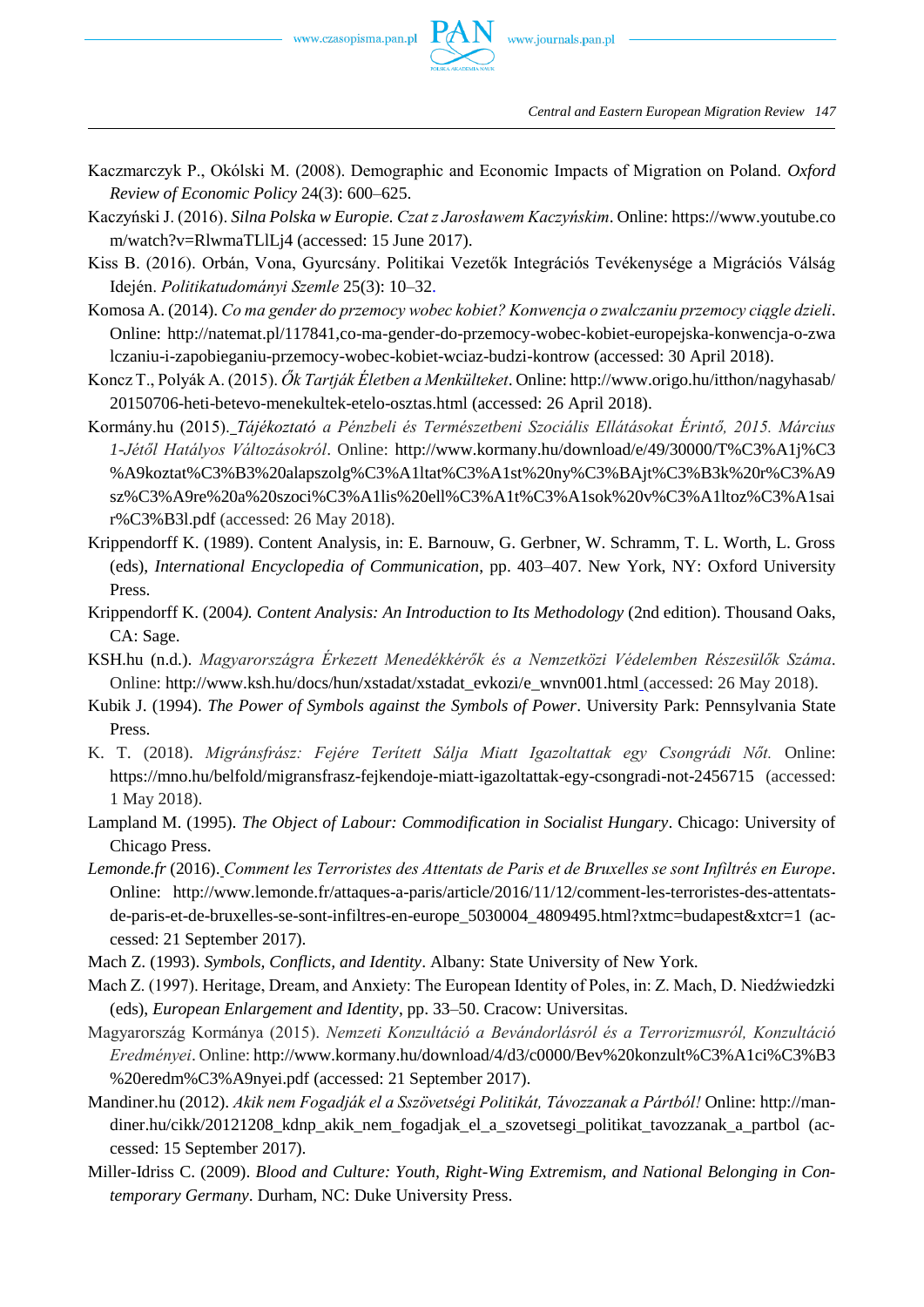Kaczmarczyk P., Okólski M. (2008). Demographic and Economic Impacts of Migration on Poland. *Oxford Review of Economic Policy* 24(3): 600–625.

Kaczyński J. (2016). *Silna Polska w Europie. Czat z Jarosławem Kaczyńskim*. Online: https://www.youtube.com/watch?v=RlwmaTLlLj4 (accessed: 15 June 2017).

Kiss B. (2016). Orbán, Vona, Gyurcsány. Politikai Vezetők Integrációs Tevékenysége a Migrációs Válság Idején. *Politikatudományi Szemle* 25(3): 10–32.

Komosa A. (2014). *Co ma gender do przemocy wobec kobiet? Konwencja o zwalczaniu przemocy ciągle dzieli*. Online: http://natemat.pl/117841,co-ma-gender-do-przemocy-wobec-kobiet-europejska-konwencja-o-zwalczaniu-i-zapobieganiu-przemocy-wobec-kobiet-wciaz-budzi-kontrow (accessed: 30 April 2018).

Koncz T., Polyák A. (2015). *Ők Tartják Életben a Menkülteket*. Online: http://www.origo.hu/itthon/nagyhasab/20150706-heti-betevo-menekultek-etelo-osztas.html (accessed: 26 April 2018).

Kormány.hu (2015). *Tájékoztató a Pénzbeli és Természetbeni Szociális Ellátásokat Érintő, 2015. Március 1-Jétől Hatályos Változásokról*. Online: http://www.kormany.hu/download/e/49/30000/T%C3%A1j%C3%A9koztat%C3%B3%20alapszolg%C3%A1ltat%C3%A1st%20ny%C3%BAjt%C3%B3k%20r%C3%A9sz%C3%A9re%20a%20szoci%C3%A1lis%20ell%C3%A1t%C3%A1sok%20v%C3%A1ltoz%C3%A1sair%C3%B3l.pdf (accessed: 26 May 2018).

Krippendorff K. (1989). Content Analysis, in: E. Barnouw, G. Gerbner, W. Schramm, T. L. Worth, L. Gross (eds), *International Encyclopedia of Communication*, pp. 403–407. New York, NY: Oxford University Press.

Krippendorff K. (2004). *Content Analysis: An Introduction to Its Methodology* (2nd edition). Thousand Oaks, CA: Sage.

KSH.hu (n.d.). *Magyarországra Érkezett Menedékkérők és a Nemzetközi Védelemben Részesülők Száma*. Online: http://www.ksh.hu/docs/hun/xstadat/xstadat_evkozi/e_wnvn001.html (accessed: 26 May 2018).

Kubik J. (1994). *The Power of Symbols against the Symbols of Power*. University Park: Pennsylvania State Press.

K. T. (2018). *Migránsfrász: Fejére Terített Sálja Miatt Igazoltattak egy Csongrádi Nőt.* Online: https://mno.hu/belfold/migransfrasz-fejkendoje-miatt-igazoltattak-egy-csongradi-not-2456715 (accessed: 1 May 2018).

Lampland M. (1995). *The Object of Labour: Commodification in Socialist Hungary*. Chicago: University of Chicago Press.

*Lemonde.fr* (2016). *Comment les Terroristes des Attentats de Paris et de Bruxelles se sont Infiltrés en Europe*. Online: http://www.lemonde.fr/attaques-a-paris/article/2016/11/12/comment-les-terroristes-des-attentats-de-paris-et-de-bruxelles-se-sont-infiltres-en-europe_5030004_4809495.html?xtmc=budapest&xtcr=1 (accessed: 21 September 2017).

Mach Z. (1993). *Symbols, Conflicts, and Identity*. Albany: State University of New York.

Mach Z. (1997). Heritage, Dream, and Anxiety: The European Identity of Poles, in: Z. Mach, D. Niedźwiedzki (eds), *European Enlargement and Identity*, pp. 33–50. Cracow: Universitas.

Magyarország Kormánya (2015). *Nemzeti Konzultáció a Bevándorlásról és a Terrorizmusról, Konzultáció Eredményei*. Online: http://www.kormany.hu/download/4/d3/c0000/Bev%20konzult%C3%A1ci%C3%B3%20eredm%C3%A9nyei.pdf (accessed: 21 September 2017).

Mandiner.hu (2012). *Akik nem Fogadják el a Szövetségi Politikát, Távozzanak a Pártból!* Online: http://mandiner.hu/cikk/20121208_kdnp_akik_nem_fogadjak_el_a_szovetsegi_politikat_tavozzanak_a_partbol (accessed: 15 September 2017).

Miller-Idriss C. (2009). *Blood and Culture: Youth, Right-Wing Extremism, and National Belonging in Contemporary Germany*. Durham, NC: Duke University Press.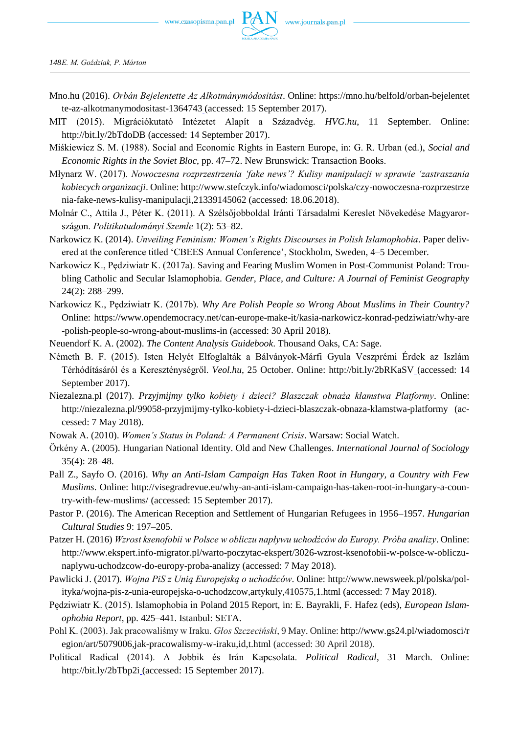Mno.hu (2016). *Orbán Bejelentette Az Alkotmánymódosítást*. Online: https://mno.hu/belfold/orban-bejelentette-az-alkotmanymodositast-1364743 (accessed: 15 September 2017).

MIT (2015). Migrációkutató Intézetet Alapít a Századvég. *HVG.hu*, 11 September. Online: http://bit.ly/2bTdoDB (accessed: 14 September 2017).

Miśkiewicz S. M. (1988). Social and Economic Rights in Eastern Europe, in: G. R. Urban (ed.), *Social and Economic Rights in the Soviet Bloc*, pp. 47–72. New Brunswick: Transaction Books.

Młynarz W. (2017). *Nowoczesna rozprzestrzenia 'fake news'? Kulisy manipulacji w sprawie 'zastraszania kobiecych organizacji*. Online: http://www.stefczyk.info/wiadomosci/polska/czy-nowoczesna-rozprzestrzenia-fake-news-kulisy-manipulacji,21339145062 (accessed: 18.06.2018).

Molnár C., Attila J., Péter K. (2011). A Szélsőjobboldal Iránti Társadalmi Kereslet Növekedése Magyarországon. *Politikatudományi Szemle* 1(2): 53–82.

Narkowicz K. (2014). *Unveiling Feminism: Women's Rights Discourses in Polish Islamophobia*. Paper delivered at the conference titled 'CBEES Annual Conference', Stockholm, Sweden, 4–5 December.

Narkowicz K., Pędziwiatr K. (2017a). Saving and Fearing Muslim Women in Post-Communist Poland: Troubling Catholic and Secular Islamophobia. *Gender, Place, and Culture: A Journal of Feminist Geography* 24(2): 288–299.

Narkowicz K., Pędziwiatr K. (2017b). *Why Are Polish People so Wrong About Muslims in Their Country?* Online: https://www.opendemocracy.net/can-europe-make-it/kasia-narkowicz-konrad-pedziwiatr/why-are-polish-people-so-wrong-about-muslims-in (accessed: 30 April 2018).

Neuendorf K. A. (2002). *The Content Analysis Guidebook*. Thousand Oaks, CA: Sage.

Németh B. F. (2015). Isten Helyét Elfoglalták a Bálványok-Márfi Gyula Veszprémi Érdek az Iszlám Térhódításáról és a Kereszténységről. *Veol.hu*, 25 October. Online: http://bit.ly/2bRKaSV (accessed: 14 September 2017).

Niezalezna.pl (2017). *Przyjmijmy tylko kobiety i dzieci? Błaszczak obnaża kłamstwa Platformy*. Online: http://niezalezna.pl/99058-przyjmijmy-tylko-kobiety-i-dzieci-blaszczak-obnaza-klamstwa-platformy (accessed: 7 May 2018).

Nowak A. (2010). *Women's Status in Poland: A Permanent Crisis*. Warsaw: Social Watch.

Örkény A. (2005). Hungarian National Identity. Old and New Challenges. *International Journal of Sociology* 35(4): 28–48.

Pall Z., Sayfo O. (2016). *Why an Anti-Islam Campaign Has Taken Root in Hungary, a Country with Few Muslims*. Online: http://visegradrevue.eu/why-an-anti-islam-campaign-has-taken-root-in-hungary-a-country-with-few-muslims/ (accessed: 15 September 2017).

Pastor P. (2016). The American Reception and Settlement of Hungarian Refugees in 1956–1957. *Hungarian Cultural Studies* 9: 197–205.

Patzer H. (2016) *Wzrost ksenofobii w Polsce w obliczu napływu uchodźców do Europy. Próba analizy*. Online: http://www.ekspert.info-migrator.pl/warto-poczytac-ekspert/3026-wzrost-ksenofobii-w-polsce-w-obliczu-naplywu-uchodzcow-do-europy-proba-analizy (accessed: 7 May 2018).

Pawlicki J. (2017). *Wojna PiS z Unią Europejską o uchodźców*. Online: http://www.newsweek.pl/polska/polityka/wojna-pis-z-unia-europejska-o-uchodzcow,artykuly,410575,1.html (accessed: 7 May 2018).

Pędziwiatr K. (2015). Islamophobia in Poland 2015 Report, in: E. Bayrakli, F. Hafez (eds), *European Islamophobia Report*, pp. 425–441. Istanbul: SETA.

Pohl K. (2003). Jak pracowaliśmy w Iraku. *Głos Szczeciński*, 9 May. Online: http://www.gs24.pl/wiadomosci/region/art/5079006,jak-pracowalismy-w-iraku,id,t.html (accessed: 30 April 2018).

Political Radical (2014). A Jobbik és Irán Kapcsolata. *Political Radical*, 31 March. Online: http://bit.ly/2bTbp2i (accessed: 15 September 2017).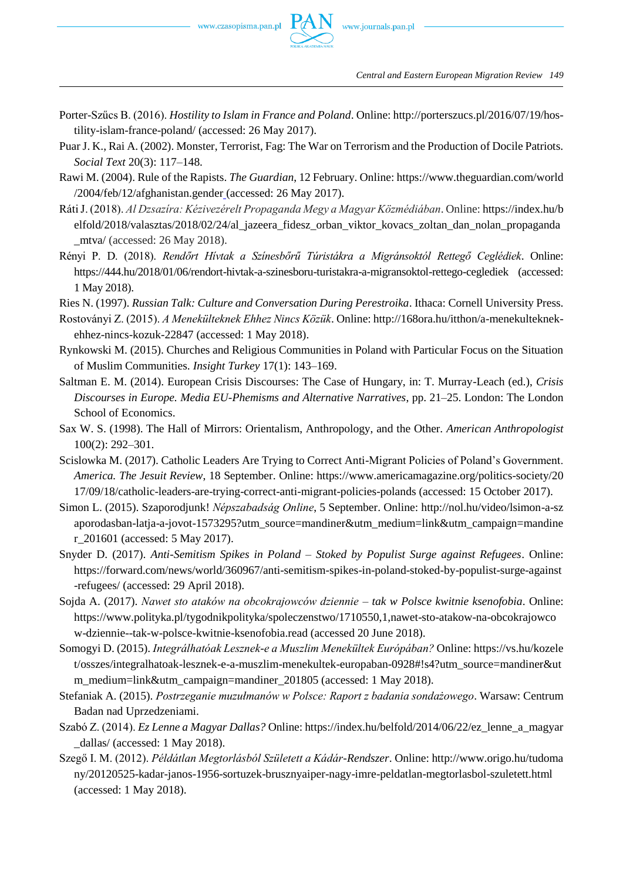Porter-Szűcs B. (2016). *Hostility to Islam in France and Poland*. Online: http://porterszucs.pl/2016/07/19/hostility-islam-france-poland/ (accessed: 26 May 2017).

Puar J. K., Rai A. (2002). Monster, Terrorist, Fag: The War on Terrorism and the Production of Docile Patriots. *Social Text* 20(3): 117–148.

Rawi M. (2004). Rule of the Rapists. *The Guardian*, 12 February. Online: https://www.theguardian.com/world/2004/feb/12/afghanistan.gender (accessed: 26 May 2017).

Ráti J. (2018). *Al Dzsazíra: Kézivezérelt Propaganda Megy a Magyar Közmédiában*. Online: https://index.hu/belfold/2018/valasztas/2018/02/24/al_jazeera_fidesz_orban_viktor_kovacs_zoltan_dan_nolan_propaganda_mtva/ (accessed: 26 May 2018).

Rényi P. D. (2018). *Rendőrt Hívtak a Színesbőrű Túristákra a Migránsoktól Rettegő Ceglédiek*. Online: https://444.hu/2018/01/06/rendort-hivtak-a-szinesboru-turistakra-a-migransoktol-rettego-cegllediek (accessed: 1 May 2018).

Ries N. (1997). *Russian Talk: Culture and Conversation During Perestroika*. Ithaca: Cornell University Press.

Rostoványi Z. (2015). *A Menekülteknek Ehhez Nincs Közük*. Online: http://168ora.hu/itthon/a-menekulteknek-ehhez-nincs-kozuk-22847 (accessed: 1 May 2018).

Rynkowski M. (2015). Churches and Religious Communities in Poland with Particular Focus on the Situation of Muslim Communities. *Insight Turkey* 17(1): 143–169.

Saltman E. M. (2014). European Crisis Discourses: The Case of Hungary, in: T. Murray-Leach (ed.), *Crisis Discourses in Europe. Media EU-Phemisms and Alternative Narratives*, pp. 21–25. London: The London School of Economics.

Sax W. S. (1998). The Hall of Mirrors: Orientalism, Anthropology, and the Other. *American Anthropologist* 100(2): 292–301.

Scislowka M. (2017). Catholic Leaders Are Trying to Correct Anti-Migrant Policies of Poland's Government. *America. The Jesuit Review*, 18 September. Online: https://www.americamagazine.org/politics-society/2017/09/18/catholic-leaders-are-trying-correct-anti-migrant-policies-polands (accessed: 15 October 2017).

Simon L. (2015). Szaporodjunk! *Népszabadság Online*, 5 September. Online: http://nol.hu/video/lsimon-a-szaporodasban-latja-a-jovot-1573295?utm_source=mandiner&utm_medium=link&utm_campaign=mandiner_201601 (accessed: 5 May 2017).

Snyder D. (2017). *Anti-Semitism Spikes in Poland – Stoked by Populist Surge against Refugees*. Online: https://forward.com/news/world/360967/anti-semitism-spikes-in-poland-stoked-by-populist-surge-against-refugees/ (accessed: 29 April 2018).

Sojda A. (2017). *Nawet sto ataków na obcokrajowców dziennie – tak w Polsce kwitnie ksenofobia*. Online: https://www.polityka.pl/tygodnikpolityka/spoleczenstwo/1710550,1,nawet-sto-atakow-na-obcokrajowcow-dziennie--tak-w-polsce-kwitnie-ksenofobia.read (accessed 20 June 2018).

Somogyi D. (2015). *Integrálhatóak Lesznek-e a Muszlim Menekültek Európában?* Online: https://vs.hu/kozelet/osszes/integralhatoak-lesznek-e-a-muszlim-menekultek-europaban-0928#!s4?utm_source=mandiner&utm_medium=link&utm_campaign=mandiner_201805 (accessed: 1 May 2018).

Stefaniak A. (2015). *Postrzeganie muzułmanów w Polsce: Raport z badania sondażowego*. Warsaw: Centrum Badan nad Uprzedzeniami.

Szabó Z. (2014). *Ez Lenne a Magyar Dallas?* Online: https://index.hu/belfold/2014/06/22/ez_lenne_a_magyar_dallas/ (accessed: 1 May 2018).

Szegő I. M. (2012). *Példátlan Megtorlásból Született a Kádár-Rendszer*. Online: http://www.origo.hu/tudomany/20120525-kadar-janos-1956-sortuzek-brusznyaiper-nagy-imre-peldatlan-megtorlasbol-szuletett.html (accessed: 1 May 2018).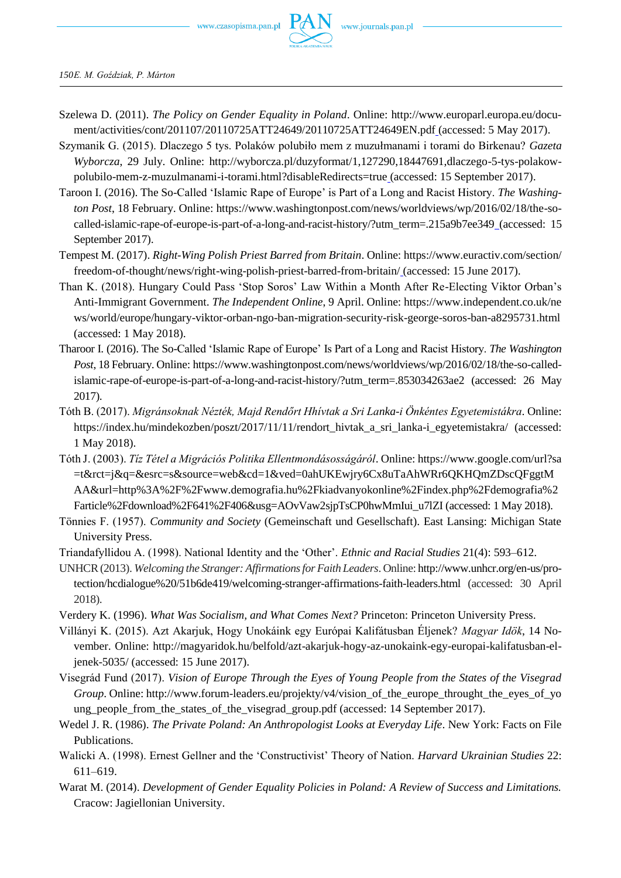Szelewa D. (2011). *The Policy on Gender Equality in Poland*. Online: http://www.europarl.europa.eu/document/activities/cont/201107/20110725ATT24649/20110725ATT24649EN.pdf (accessed: 5 May 2017).

Szymanik G. (2015). Dlaczego 5 tys. Polaków polubiło mem z muzułmanami i torami do Birkenau? *Gazeta Wyborcza*, 29 July. Online: http://wyborcza.pl/duzyformat/1,127290,18447691,dlaczego-5-tys-polakow-polubilo-mem-z-muzulmanami-i-torami.html?disableRedirects=true (accessed: 15 September 2017).

Taroon I. (2016). The So-Called 'Islamic Rape of Europe' is Part of a Long and Racist History. *The Washington Post*, 18 February. Online: https://www.washingtonpost.com/news/worldviews/wp/2016/02/18/the-so-called-islamic-rape-of-europe-is-part-of-a-long-and-racist-history/?utm_term=.215a9b7ee349 (accessed: 15 September 2017).

Tempest M. (2017). *Right-Wing Polish Priest Barred from Britain*. Online: https://www.euractiv.com/section/freedom-of-thought/news/right-wing-polish-priest-barred-from-britain/ (accessed: 15 June 2017).

Than K. (2018). Hungary Could Pass 'Stop Soros' Law Within a Month After Re-Electing Viktor Orban's Anti-Immigrant Government. *The Independent Online*, 9 April. Online: https://www.independent.co.uk/news/world/europe/hungary-viktor-orban-ngo-ban-migration-security-risk-george-soros-ban-a8295731.html (accessed: 1 May 2018).

Tharoor I. (2016). The So-Called 'Islamic Rape of Europe' Is Part of a Long and Racist History. *The Washington Post*, 18 February. Online: https://www.washingtonpost.com/news/worldviews/wp/2016/02/18/the-so-called-islamic-rape-of-europe-is-part-of-a-long-and-racist-history/?utm_term=.853034263ae2 (accessed: 26 May 2017).

Tóth B. (2017). *Migránsoknak Nézték, Majd Rendőrt Hhívtak a Sri Lanka-i Önkéntes Egyetemistákra*. Online: https://index.hu/mindekozben/poszt/2017/11/11/rendort_hivtak_a_sri_lanka-i_egyetemistakra/ (accessed: 1 May 2018).

Tóth J. (2003). *Tíz Tétel a Migrációs Politika Ellentmondásosságáról*. Online: https://www.google.com/url?sa=t&rct=j&q=&esrc=s&source=web&cd=1&ved=0ahUKEwjry6Cx8uTaAhWRr6QKHQmZDscQFggtMAA&url=http%3A%2F%2Fwww.demografia.hu%2Fkiadvanyokonline%2Findex.php%2Fdemografia%2Farticle%2Fdownload%2F641%2F406&usg=AOvVaw2sjpTsCP0hwMmIui_u7lZI (accessed: 1 May 2018).

Tönnies F. (1957). *Community and Society* (Gemeinschaft und Gesellschaft). East Lansing: Michigan State University Press.

Triandafyllidou A. (1998). National Identity and the 'Other'. *Ethnic and Racial Studies* 21(4): 593–612.

UNHCR (2013). *Welcoming the Stranger: Affirmations for Faith Leaders*. Online: http://www.unhcr.org/en-us/protection/hcdialogue%20/51b6de419/welcoming-stranger-affirmations-faith-leaders.html (accessed: 30 April 2018).

Verdery K. (1996). *What Was Socialism, and What Comes Next?* Princeton: Princeton University Press.

Villányi K. (2015). Azt Akarjuk, Hogy Unokáink egy Európai Kalifátusban Éljenek? *Magyar Idők*, 14 November. Online: http://magyaridok.hu/belfold/azt-akarjuk-hogy-az-unokaink-egy-europai-kalifatusban-eljenek-5035/ (accessed: 15 June 2017).

Visegrád Fund (2017). *Vision of Europe Through the Eyes of Young People from the States of the Visegrad Group*. Online: http://www.forum-leaders.eu/projekty/v4/vision_of_the_europe_throught_the_eyes_of_young_people_from_the_states_of_the_visegrad_group.pdf (accessed: 14 September 2017).

Wedel J. R. (1986). *The Private Poland: An Anthropologist Looks at Everyday Life*. New York: Facts on File Publications.

Walicki A. (1998). Ernest Gellner and the 'Constructivist' Theory of Nation. *Harvard Ukrainian Studies* 22: 611–619.

Warat M. (2014). *Development of Gender Equality Policies in Poland: A Review of Success and Limitations.* Cracow: Jagiellonian University.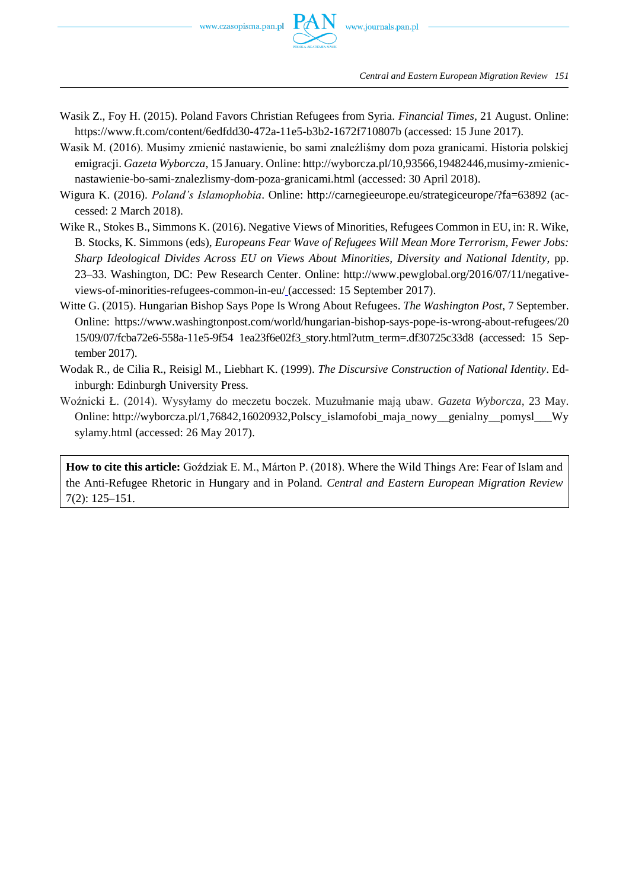Wasik Z., Foy H. (2015). Poland Favors Christian Refugees from Syria. *Financial Times*, 21 August. Online: https://www.ft.com/content/6edfdd30-472a-11e5-b3b2-1672f710807b (accessed: 15 June 2017).

Wasik M. (2016). Musimy zmienić nastawienie, bo sami znaleźliśmy dom poza granicami. Historia polskiej emigracji. *Gazeta Wyborcza*, 15 January. Online: http://wyborcza.pl/10,93566,19482446,musimy-zmienic-nastawienie-bo-sami-znalezlismy-dom-poza-granicami.html (accessed: 30 April 2018).

Wigura K. (2016). *Poland's Islamophobia*. Online: http://carnegieeurope.eu/strategiceurope/?fa=63892 (accessed: 2 March 2018).

Wike R., Stokes B., Simmons K. (2016). Negative Views of Minorities, Refugees Common in EU, in: R. Wike, B. Stocks, K. Simmons (eds), *Europeans Fear Wave of Refugees Will Mean More Terrorism, Fewer Jobs: Sharp Ideological Divides Across EU on Views About Minorities, Diversity and National Identity*, pp. 23–33. Washington, DC: Pew Research Center. Online: http://www.pewglobal.org/2016/07/11/negative-views-of-minorities-refugees-common-in-eu/ (accessed: 15 September 2017).

Witte G. (2015). Hungarian Bishop Says Pope Is Wrong About Refugees. *The Washington Post*, 7 September. Online: https://www.washingtonpost.com/world/hungarian-bishop-says-pope-is-wrong-about-refugees/2015/09/07/fcba72e6-558a-11e5-9f54 1ea23f6e02f3_story.html?utm_term=.df30725c33d8 (accessed: 15 September 2017).

Wodak R., de Cilia R., Reisigl M., Liebhart K. (1999). *The Discursive Construction of National Identity*. Edinburgh: Edinburgh University Press.

Woźnicki Ł. (2014). Wysyłamy do meczetu boczek. Muzułmanie mają ubaw. *Gazeta Wyborcza*, 23 May. Online: http://wyborcza.pl/1,76842,16020932,Polscy_islamofobi_maja_nowy__genialny__pomysl___Wysylamy.html (accessed: 26 May 2017).

**How to cite this article:** Goździak E. M., Márton P. (2018). Where the Wild Things Are: Fear of Islam and the Anti-Refugee Rhetoric in Hungary and in Poland. *Central and Eastern European Migration Review* 7(2): 125–151.